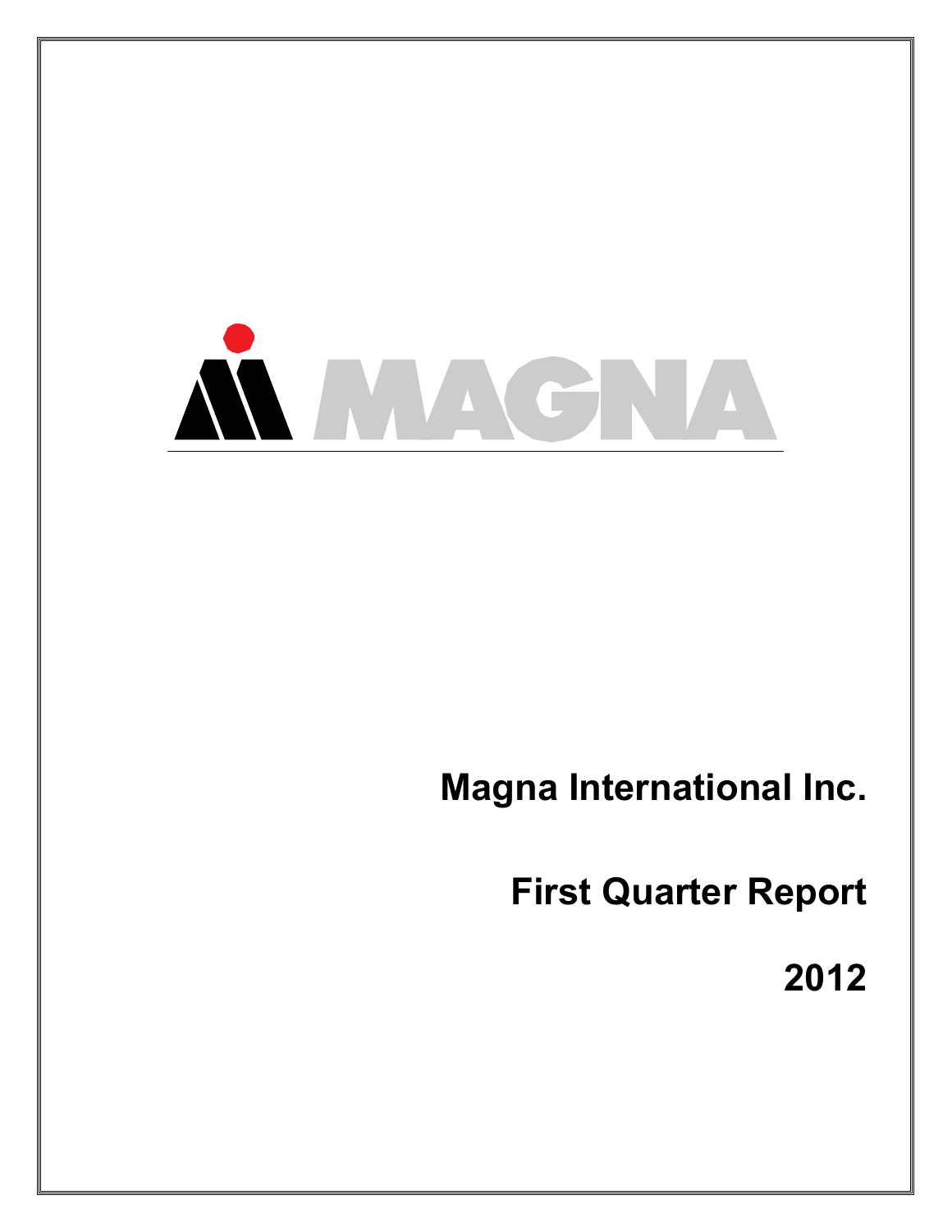MAGNA

# Magna International Inc.

# First Quarter Report

# 2012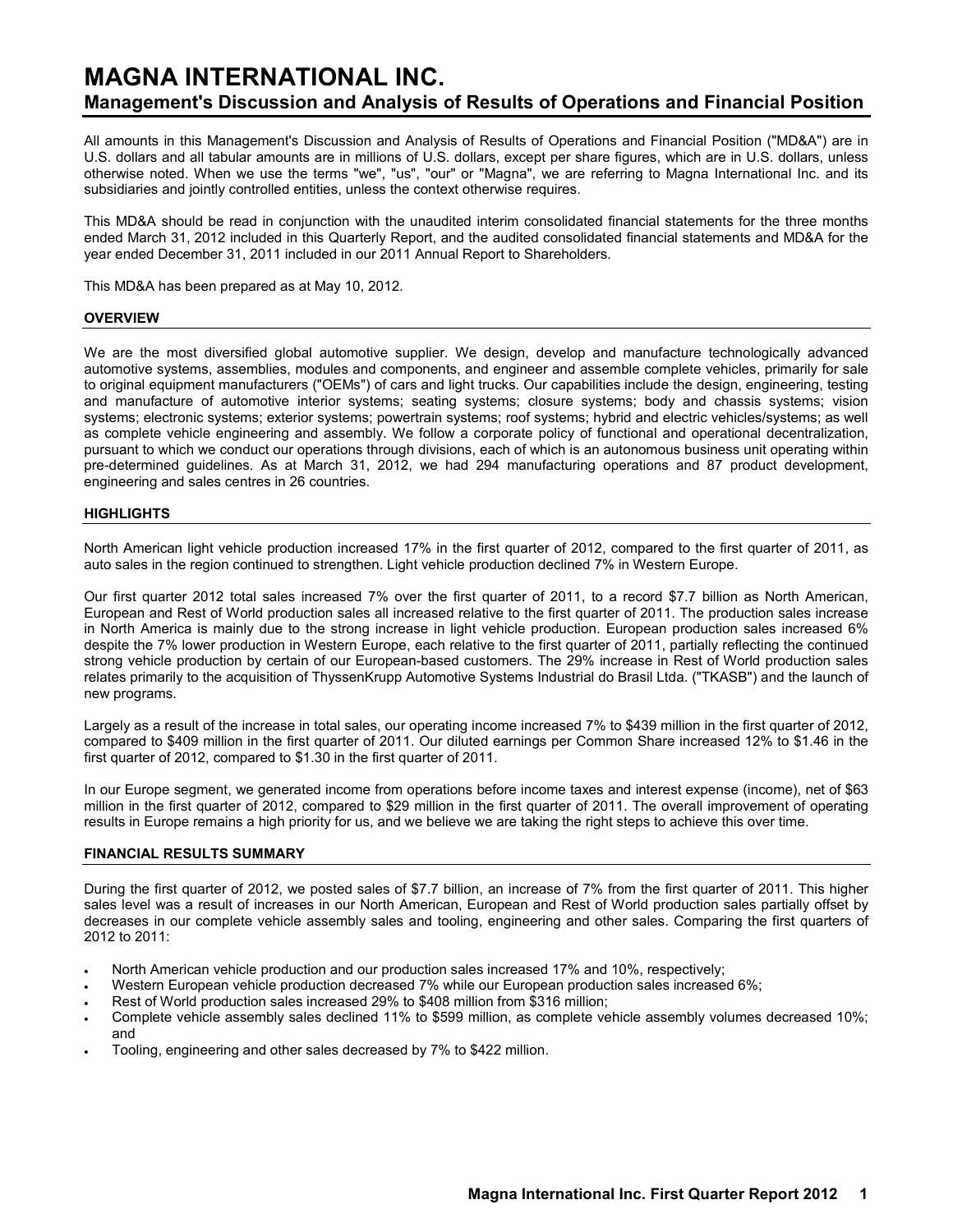# MAGNA INTERNATIONAL INC.

## Management's Discussion and Analysis of Results of Operations and Financial Position

All amounts in this Management's Discussion and Analysis of Results of Operations and Financial Position ("MD&A") are in U.S. dollars and all tabular amounts are in millions of U.S. dollars, except per share figures, which are in U.S. dollars, unless otherwise noted. When we use the terms "we", "us", "our" or "Magna", we are referring to Magna International Inc. and its subsidiaries and jointly controlled entities, unless the context otherwise requires.

This MD&A should be read in conjunction with the unaudited interim consolidated financial statements for the three months ended March 31, 2012 included in this Quarterly Report, and the audited consolidated financial statements and MD&A for the year ended December 31, 2011 included in our 2011 Annual Report to Shareholders.

This MD&A has been prepared as at May 10, 2012.

### OVERVIEW

We are the most diversified global automotive supplier. We design, develop and manufacture technologically advanced automotive systems, assemblies, modules and components, and engineer and assemble complete vehicles, primarily for sale to original equipment manufacturers ("OEMs") of cars and light trucks. Our capabilities include the design, engineering, testing and manufacture of automotive interior systems; seating systems; closure systems; body and chassis systems; vision systems; electronic systems; exterior systems; powertrain systems; roof systems; hybrid and electric vehicles/systems; as well as complete vehicle engineering and assembly. We follow a corporate policy of functional and operational decentralization, pursuant to which we conduct our operations through divisions, each of which is an autonomous business unit operating within pre-determined guidelines. As at March 31, 2012, we had 294 manufacturing operations and 87 product development, engineering and sales centres in 26 countries.

### HIGHLIGHTS

North American light vehicle production increased 17% in the first quarter of 2012, compared to the first quarter of 2011, as auto sales in the region continued to strengthen. Light vehicle production declined 7% in Western Europe.

Our first quarter 2012 total sales increased 7% over the first quarter of 2011, to a record $7.7 billion as North American, European and Rest of World production sales all increased relative to the first quarter of 2011. The production sales increase in North America is mainly due to the strong increase in light vehicle production. European production sales increased 6% despite the 7% lower production in Western Europe, each relative to the first quarter of 2011, partially reflecting the continued strong vehicle production by certain of our European-based customers. The 29% increase in Rest of World production sales relates primarily to the acquisition of ThyssenKrupp Automotive Systems Industrial do Brasil Ltda. ("TKASB") and the launch of new programs.

Largely as a result of the increase in total sales, our operating income increased 7% to $439 million in the first quarter of 2012, compared to $409 million in the first quarter of 2011. Our diluted earnings per Common Share increased 12% to $1.46 in the first quarter of 2012, compared to $1.30 in the first quarter of 2011.

In our Europe segment, we generated income from operations before income taxes and interest expense (income), net of $63 million in the first quarter of 2012, compared to $29 million in the first quarter of 2011. The overall improvement of operating results in Europe remains a high priority for us, and we believe we are taking the right steps to achieve this over time.

### FINANCIAL RESULTS SUMMARY

During the first quarter of 2012, we posted sales of $7.7 billion, an increase of 7% from the first quarter of 2011. This higher sales level was a result of increases in our North American, European and Rest of World production sales partially offset by decreases in our complete vehicle assembly sales and tooling, engineering and other sales. Comparing the first quarters of 2012 to 2011:

- North American vehicle production and our production sales increased 17% and 10%, respectively;
- Western European vehicle production decreased 7% while our European production sales increased 6%;
- Rest of World production sales increased 29% to $408 million from $316 million;
- Complete vehicle assembly sales declined 11% to $599 million, as complete vehicle assembly volumes decreased 10%; and
- Tooling, engineering and other sales decreased by 7% to $422 million.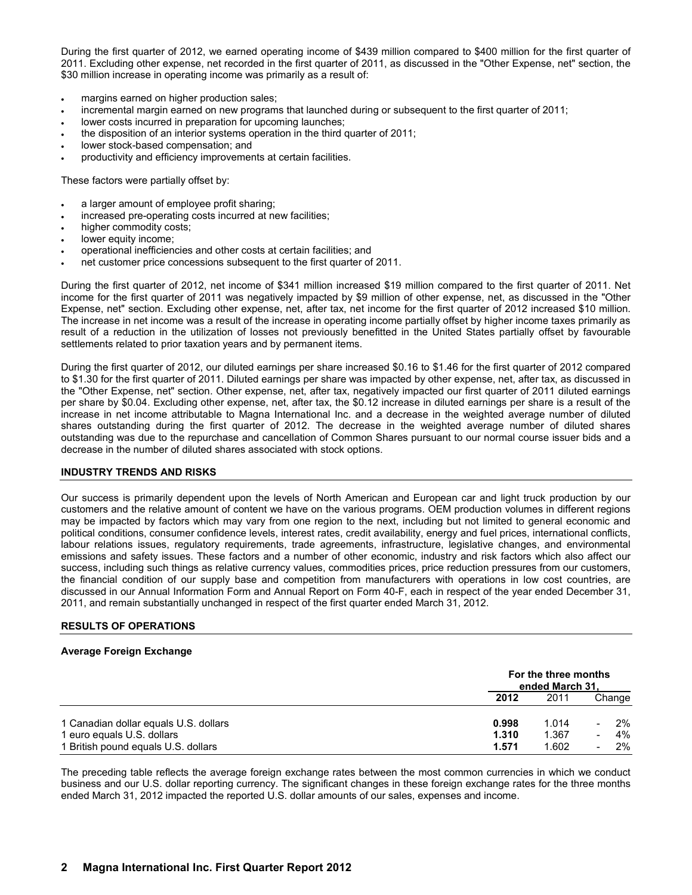During the first quarter of 2012, we earned operating income of $439 million compared to $400 million for the first quarter of 2011. Excluding other expense, net recorded in the first quarter of 2011, as discussed in the "Other Expense, net" section, the $30 million increase in operating income was primarily as a result of:

- margins earned on higher production sales;
- incremental margin earned on new programs that launched during or subsequent to the first quarter of 2011;
- lower costs incurred in preparation for upcoming launches;
- the disposition of an interior systems operation in the third quarter of 2011;
- lower stock-based compensation; and
- productivity and efficiency improvements at certain facilities.

These factors were partially offset by:

- a larger amount of employee profit sharing;
- increased pre-operating costs incurred at new facilities;
- higher commodity costs;
- lower equity income;
- operational inefficiencies and other costs at certain facilities; and
- net customer price concessions subsequent to the first quarter of 2011.

During the first quarter of 2012, net income of $341 million increased $19 million compared to the first quarter of 2011. Net income for the first quarter of 2011 was negatively impacted by $9 million of other expense, net, as discussed in the "Other Expense, net" section. Excluding other expense, net, after tax, net income for the first quarter of 2012 increased $10 million. The increase in net income was a result of the increase in operating income partially offset by higher income taxes primarily as result of a reduction in the utilization of losses not previously benefitted in the United States partially offset by favourable settlements related to prior taxation years and by permanent items.

During the first quarter of 2012, our diluted earnings per share increased $0.16 to $1.46 for the first quarter of 2012 compared to $1.30 for the first quarter of 2011. Diluted earnings per share was impacted by other expense, net, after tax, as discussed in the "Other Expense, net" section. Other expense, net, after tax, negatively impacted our first quarter of 2011 diluted earnings per share by $0.04. Excluding other expense, net, after tax, the $0.12 increase in diluted earnings per share is a result of the increase in net income attributable to Magna International Inc. and a decrease in the weighted average number of diluted shares outstanding during the first quarter of 2012. The decrease in the weighted average number of diluted shares outstanding was due to the repurchase and cancellation of Common Shares pursuant to our normal course issuer bids and a decrease in the number of diluted shares associated with stock options.

## INDUSTRY TRENDS AND RISKS

Our success is primarily dependent upon the levels of North American and European car and light truck production by our customers and the relative amount of content we have on the various programs. OEM production volumes in different regions may be impacted by factors which may vary from one region to the next, including but not limited to general economic and political conditions, consumer confidence levels, interest rates, credit availability, energy and fuel prices, international conflicts, labour relations issues, regulatory requirements, trade agreements, infrastructure, legislative changes, and environmental emissions and safety issues. These factors and a number of other economic, industry and risk factors which also affect our success, including such things as relative currency values, commodities prices, price reduction pressures from our customers, the financial condition of our supply base and competition from manufacturers with operations in low cost countries, are discussed in our Annual Information Form and Annual Report on Form 40-F, each in respect of the year ended December 31, 2011, and remain substantially unchanged in respect of the first quarter ended March 31, 2012.

## RESULTS OF OPERATIONS

### Average Foreign Exchange

| | For the three months ended March 31, | | |
|---|---|---|---|
| | **2012** | 2011 | Change |
| 1 Canadian dollar equals U.S. dollars | **0.998** | 1.014 | - 2% |
| 1 euro equals U.S. dollars | **1.310** | 1.367 | - 4% |
| 1 British pound equals U.S. dollars | **1.571** | 1.602 | - 2% |

The preceding table reflects the average foreign exchange rates between the most common currencies in which we conduct business and our U.S. dollar reporting currency. The significant changes in these foreign exchange rates for the three months ended March 31, 2012 impacted the reported U.S. dollar amounts of our sales, expenses and income.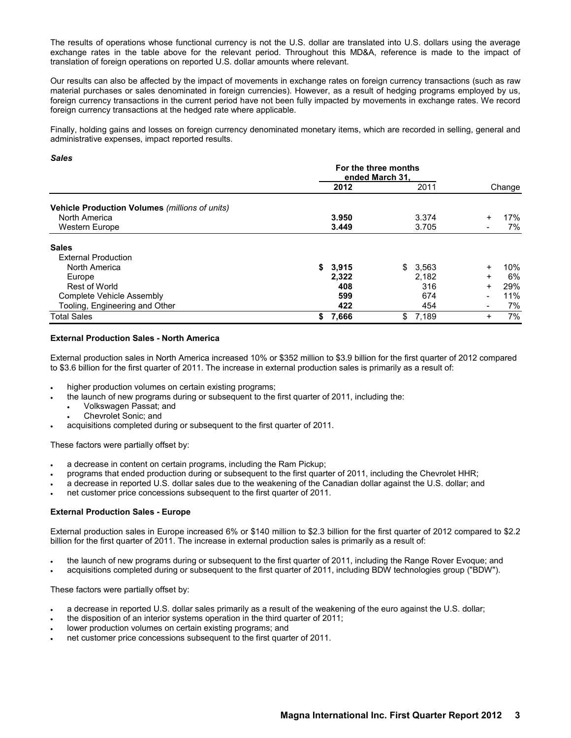The results of operations whose functional currency is not the U.S. dollar are translated into U.S. dollars using the average exchange rates in the table above for the relevant period. Throughout this MD&A, reference is made to the impact of translation of foreign operations on reported U.S. dollar amounts where relevant.

Our results can also be affected by the impact of movements in exchange rates on foreign currency transactions (such as raw material purchases or sales denominated in foreign currencies). However, as a result of hedging programs employed by us, foreign currency transactions in the current period have not been fully impacted by movements in exchange rates. We record foreign currency transactions at the hedged rate where applicable.

Finally, holding gains and losses on foreign currency denominated monetary items, which are recorded in selling, general and administrative expenses, impact reported results.

***Sales***

| | For the three months ended March 31, | | |
|---|---|---|---|
| | **2012** | 2011 | Change |
| **Vehicle Production Volumes** *(millions of units)* | | | |
| North America | **3.950** | 3.374 | + 17% |
| Western Europe | **3.449** | 3.705 | - 7% |
| **Sales** | | | |
| External Production | | | |
| North America | **$ 3,915** | $ 3,563 | + 10% |
| Europe | **2,322** | 2,182 | + 6% |
| Rest of World | **408** | 316 | + 29% |
| Complete Vehicle Assembly | **599** | 674 | - 11% |
| Tooling, Engineering and Other | **422** | 454 | - 7% |
| Total Sales | **$ 7,666** | $ 7,189 | + 7% |

**External Production Sales - North America**

External production sales in North America increased 10% or $352 million to $3.9 billion for the first quarter of 2012 compared to $3.6 billion for the first quarter of 2011. The increase in external production sales is primarily as a result of:

- higher production volumes on certain existing programs;
- the launch of new programs during or subsequent to the first quarter of 2011, including the:
  - Volkswagen Passat; and
  - Chevrolet Sonic; and
- acquisitions completed during or subsequent to the first quarter of 2011.

These factors were partially offset by:

- a decrease in content on certain programs, including the Ram Pickup;
- programs that ended production during or subsequent to the first quarter of 2011, including the Chevrolet HHR;
- a decrease in reported U.S. dollar sales due to the weakening of the Canadian dollar against the U.S. dollar; and
- net customer price concessions subsequent to the first quarter of 2011.

**External Production Sales - Europe**

External production sales in Europe increased 6% or $140 million to $2.3 billion for the first quarter of 2012 compared to $2.2 billion for the first quarter of 2011. The increase in external production sales is primarily as a result of:

- the launch of new programs during or subsequent to the first quarter of 2011, including the Range Rover Evoque; and
- acquisitions completed during or subsequent to the first quarter of 2011, including BDW technologies group ("BDW").

These factors were partially offset by:

- a decrease in reported U.S. dollar sales primarily as a result of the weakening of the euro against the U.S. dollar;
- the disposition of an interior systems operation in the third quarter of 2011;
- lower production volumes on certain existing programs; and
- net customer price concessions subsequent to the first quarter of 2011.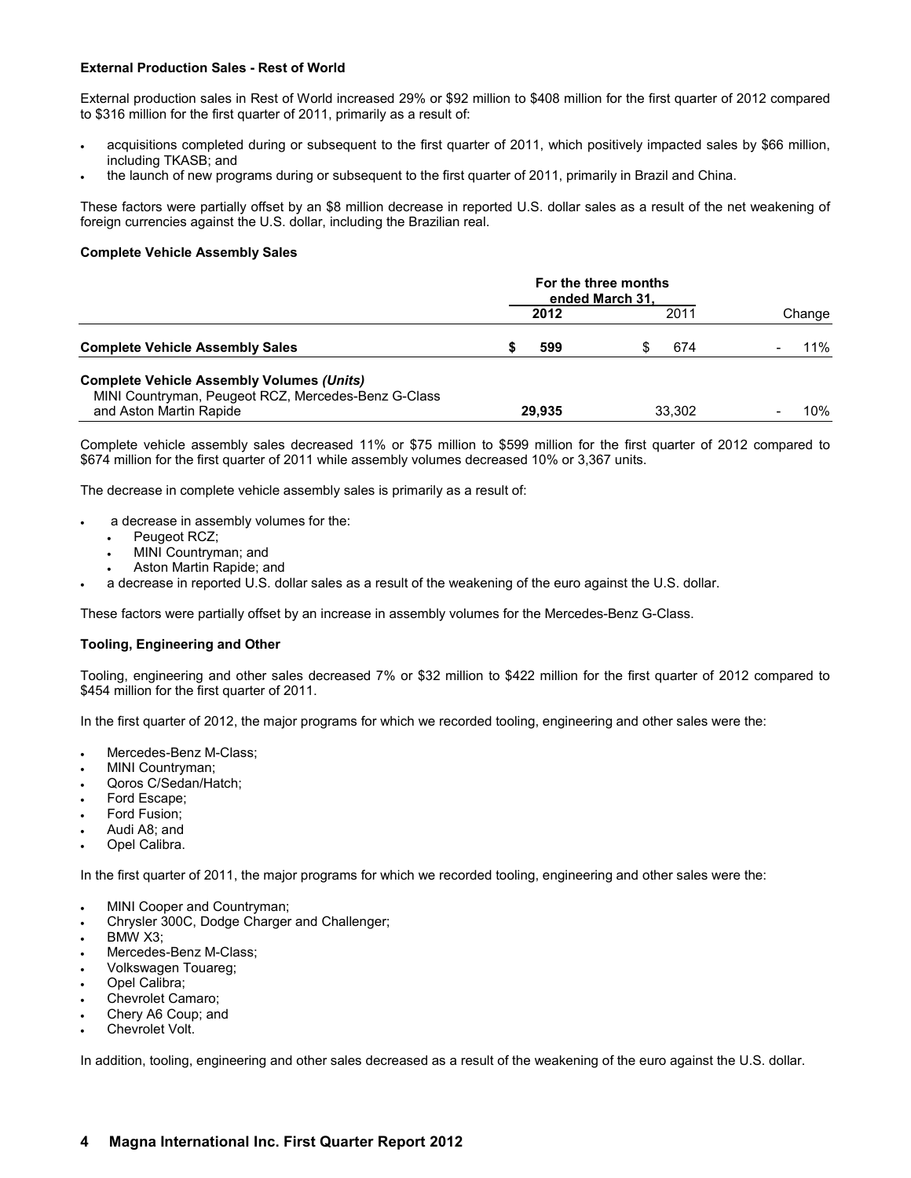**External Production Sales - Rest of World**

External production sales in Rest of World increased 29% or $92 million to $408 million for the first quarter of 2012 compared to $316 million for the first quarter of 2011, primarily as a result of:

- acquisitions completed during or subsequent to the first quarter of 2011, which positively impacted sales by $66 million, including TKASB; and
- the launch of new programs during or subsequent to the first quarter of 2011, primarily in Brazil and China.

These factors were partially offset by an $8 million decrease in reported U.S. dollar sales as a result of the net weakening of foreign currencies against the U.S. dollar, including the Brazilian real.

**Complete Vehicle Assembly Sales**

| | For the three months ended March 31, | | |
|---|---|---|---|
| | **2012** | 2011 | Change |
| **Complete Vehicle Assembly Sales** | **$ 599** | $ 674 | - 11% |
| **Complete Vehicle Assembly Volumes *(Units)*** | | | |
| MINI Countryman, Peugeot RCZ, Mercedes-Benz G-Class and Aston Martin Rapide | **29,935** | 33,302 | - 10% |

Complete vehicle assembly sales decreased 11% or $75 million to $599 million for the first quarter of 2012 compared to $674 million for the first quarter of 2011 while assembly volumes decreased 10% or 3,367 units.

The decrease in complete vehicle assembly sales is primarily as a result of:

- a decrease in assembly volumes for the:
  - Peugeot RCZ;
  - MINI Countryman; and
  - Aston Martin Rapide; and
- a decrease in reported U.S. dollar sales as a result of the weakening of the euro against the U.S. dollar.

These factors were partially offset by an increase in assembly volumes for the Mercedes-Benz G-Class.

**Tooling, Engineering and Other**

Tooling, engineering and other sales decreased 7% or $32 million to $422 million for the first quarter of 2012 compared to $454 million for the first quarter of 2011.

In the first quarter of 2012, the major programs for which we recorded tooling, engineering and other sales were the:

- Mercedes-Benz M-Class;
- MINI Countryman;
- Qoros C/Sedan/Hatch;
- Ford Escape;
- Ford Fusion;
- Audi A8; and
- Opel Calibra.

In the first quarter of 2011, the major programs for which we recorded tooling, engineering and other sales were the:

- MINI Cooper and Countryman;
- Chrysler 300C, Dodge Charger and Challenger;
- BMW X3;
- Mercedes-Benz M-Class;
- Volkswagen Touareg;
- Opel Calibra;
- Chevrolet Camaro;
- Chery A6 Coup; and
- Chevrolet Volt.

In addition, tooling, engineering and other sales decreased as a result of the weakening of the euro against the U.S. dollar.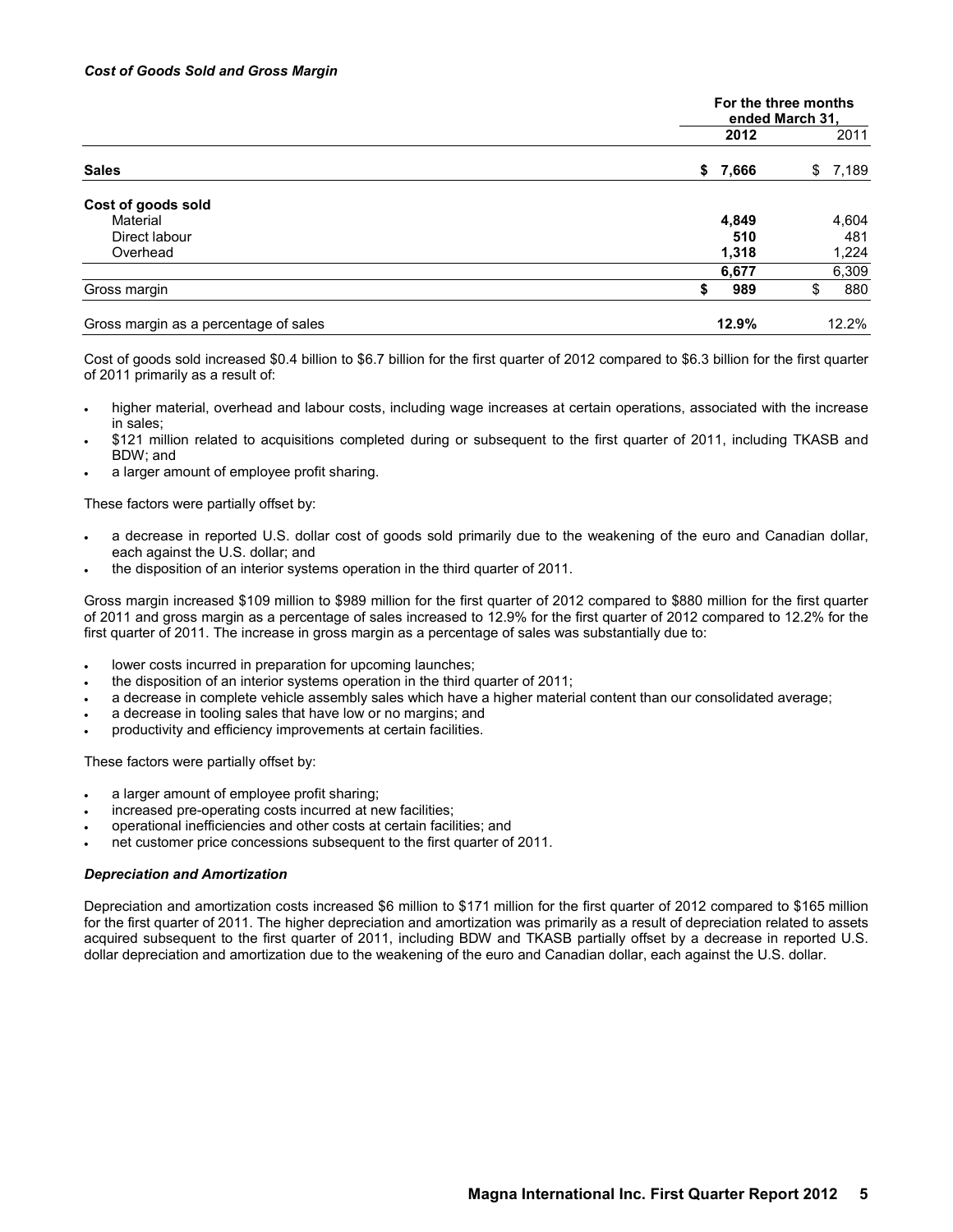***Cost of Goods Sold and Gross Margin***

| | For the three months ended March 31, | |
|---|---|---|
| | **2012** | 2011 |
| **Sales** | **$ 7,666** | $ 7,189 |
| **Cost of goods sold** | | |
| Material | **4,849** | 4,604 |
| Direct labour | **510** | 481 |
| Overhead | **1,318** | 1,224 |
| | **6,677** | 6,309 |
| Gross margin | **$ 989** | $ 880 |
| Gross margin as a percentage of sales | **12.9%** | 12.2% |

Cost of goods sold increased $0.4 billion to $6.7 billion for the first quarter of 2012 compared to $6.3 billion for the first quarter of 2011 primarily as a result of:

- higher material, overhead and labour costs, including wage increases at certain operations, associated with the increase in sales;
- $121 million related to acquisitions completed during or subsequent to the first quarter of 2011, including TKASB and BDW; and
- a larger amount of employee profit sharing.

These factors were partially offset by:

- a decrease in reported U.S. dollar cost of goods sold primarily due to the weakening of the euro and Canadian dollar, each against the U.S. dollar; and
- the disposition of an interior systems operation in the third quarter of 2011.

Gross margin increased $109 million to $989 million for the first quarter of 2012 compared to $880 million for the first quarter of 2011 and gross margin as a percentage of sales increased to 12.9% for the first quarter of 2012 compared to 12.2% for the first quarter of 2011. The increase in gross margin as a percentage of sales was substantially due to:

- lower costs incurred in preparation for upcoming launches;
- the disposition of an interior systems operation in the third quarter of 2011;
- a decrease in complete vehicle assembly sales which have a higher material content than our consolidated average;
- a decrease in tooling sales that have low or no margins; and
- productivity and efficiency improvements at certain facilities.

These factors were partially offset by:

- a larger amount of employee profit sharing;
- increased pre-operating costs incurred at new facilities;
- operational inefficiencies and other costs at certain facilities; and
- net customer price concessions subsequent to the first quarter of 2011.

***Depreciation and Amortization***

Depreciation and amortization costs increased $6 million to $171 million for the first quarter of 2012 compared to $165 million for the first quarter of 2011. The higher depreciation and amortization was primarily as a result of depreciation related to assets acquired subsequent to the first quarter of 2011, including BDW and TKASB partially offset by a decrease in reported U.S. dollar depreciation and amortization due to the weakening of the euro and Canadian dollar, each against the U.S. dollar.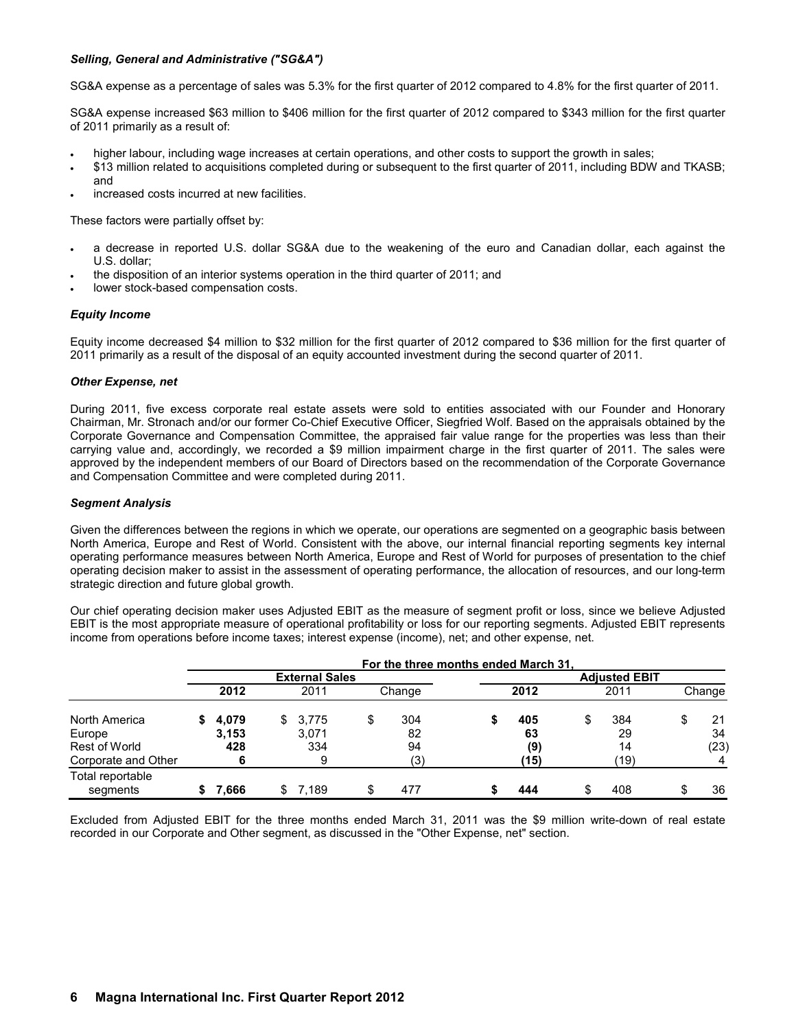### *Selling, General and Administrative ("SG&A")*

SG&A expense as a percentage of sales was 5.3% for the first quarter of 2012 compared to 4.8% for the first quarter of 2011.

SG&A expense increased $63 million to $406 million for the first quarter of 2012 compared to $343 million for the first quarter of 2011 primarily as a result of:

- higher labour, including wage increases at certain operations, and other costs to support the growth in sales;
- $13 million related to acquisitions completed during or subsequent to the first quarter of 2011, including BDW and TKASB; and
- increased costs incurred at new facilities.

These factors were partially offset by:

- a decrease in reported U.S. dollar SG&A due to the weakening of the euro and Canadian dollar, each against the U.S. dollar;
- the disposition of an interior systems operation in the third quarter of 2011; and
- lower stock-based compensation costs.

### *Equity Income*

Equity income decreased $4 million to $32 million for the first quarter of 2012 compared to $36 million for the first quarter of 2011 primarily as a result of the disposal of an equity accounted investment during the second quarter of 2011.

### *Other Expense, net*

During 2011, five excess corporate real estate assets were sold to entities associated with our Founder and Honorary Chairman, Mr. Stronach and/or our former Co-Chief Executive Officer, Siegfried Wolf. Based on the appraisals obtained by the Corporate Governance and Compensation Committee, the appraised fair value range for the properties was less than their carrying value and, accordingly, we recorded a $9 million impairment charge in the first quarter of 2011. The sales were approved by the independent members of our Board of Directors based on the recommendation of the Corporate Governance and Compensation Committee and were completed during 2011.

### *Segment Analysis*

Given the differences between the regions in which we operate, our operations are segmented on a geographic basis between North America, Europe and Rest of World. Consistent with the above, our internal financial reporting segments key internal operating performance measures between North America, Europe and Rest of World for purposes of presentation to the chief operating decision maker to assist in the assessment of operating performance, the allocation of resources, and our long-term strategic direction and future global growth.

Our chief operating decision maker uses Adjusted EBIT as the measure of segment profit or loss, since we believe Adjusted EBIT is the most appropriate measure of operational profitability or loss for our reporting segments. Adjusted EBIT represents income from operations before income taxes; interest expense (income), net; and other expense, net.

| | For the three months ended March 31, | | | | | |
|---|---|---|---|---|---|---|
| | External Sales | | | Adjusted EBIT | | |
| | **2012** | 2011 | Change | **2012** | 2011 | Change |
| North America | **$ 4,079** | $ 3,775 | $ 304 | **$ 405** | $ 384 | $ 21 |
| Europe | **3,153** | 3,071 | 82 | **63** | 29 | 34 |
| Rest of World | **428** | 334 | 94 | **(9)** | 14 | (23) |
| Corporate and Other | **6** | 9 | (3) | **(15)** | (19) | 4 |
| Total reportable segments | **$ 7,666** | $ 7,189 | $ 477 | **$ 444** | $ 408 | $ 36 |

Excluded from Adjusted EBIT for the three months ended March 31, 2011 was the $9 million write-down of real estate recorded in our Corporate and Other segment, as discussed in the "Other Expense, net" section.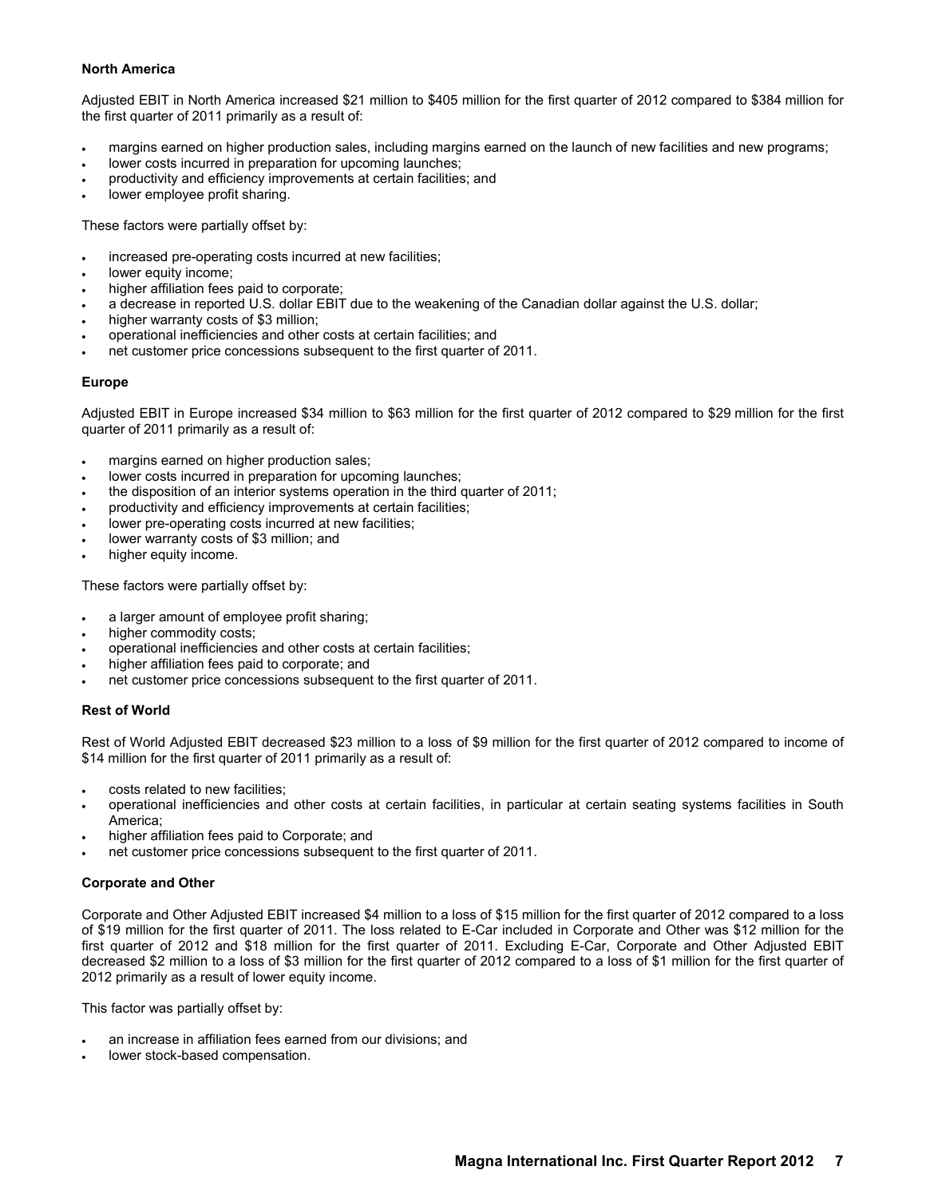**North America**

Adjusted EBIT in North America increased $21 million to $405 million for the first quarter of 2012 compared to $384 million for the first quarter of 2011 primarily as a result of:

- margins earned on higher production sales, including margins earned on the launch of new facilities and new programs;
- lower costs incurred in preparation for upcoming launches;
- productivity and efficiency improvements at certain facilities; and
- lower employee profit sharing.

These factors were partially offset by:

- increased pre-operating costs incurred at new facilities;
- lower equity income;
- higher affiliation fees paid to corporate;
- a decrease in reported U.S. dollar EBIT due to the weakening of the Canadian dollar against the U.S. dollar;
- higher warranty costs of $3 million;
- operational inefficiencies and other costs at certain facilities; and
- net customer price concessions subsequent to the first quarter of 2011.

**Europe**

Adjusted EBIT in Europe increased $34 million to $63 million for the first quarter of 2012 compared to $29 million for the first quarter of 2011 primarily as a result of:

- margins earned on higher production sales;
- lower costs incurred in preparation for upcoming launches;
- the disposition of an interior systems operation in the third quarter of 2011;
- productivity and efficiency improvements at certain facilities;
- lower pre-operating costs incurred at new facilities;
- lower warranty costs of $3 million; and
- higher equity income.

These factors were partially offset by:

- a larger amount of employee profit sharing;
- higher commodity costs;
- operational inefficiencies and other costs at certain facilities;
- higher affiliation fees paid to corporate; and
- net customer price concessions subsequent to the first quarter of 2011.

**Rest of World**

Rest of World Adjusted EBIT decreased $23 million to a loss of $9 million for the first quarter of 2012 compared to income of $14 million for the first quarter of 2011 primarily as a result of:

- costs related to new facilities;
- operational inefficiencies and other costs at certain facilities, in particular at certain seating systems facilities in South America;
- higher affiliation fees paid to Corporate; and
- net customer price concessions subsequent to the first quarter of 2011.

**Corporate and Other**

Corporate and Other Adjusted EBIT increased $4 million to a loss of $15 million for the first quarter of 2012 compared to a loss of $19 million for the first quarter of 2011. The loss related to E-Car included in Corporate and Other was $12 million for the first quarter of 2012 and $18 million for the first quarter of 2011. Excluding E-Car, Corporate and Other Adjusted EBIT decreased $2 million to a loss of $3 million for the first quarter of 2012 compared to a loss of $1 million for the first quarter of 2012 primarily as a result of lower equity income.

This factor was partially offset by:

- an increase in affiliation fees earned from our divisions; and
- lower stock-based compensation.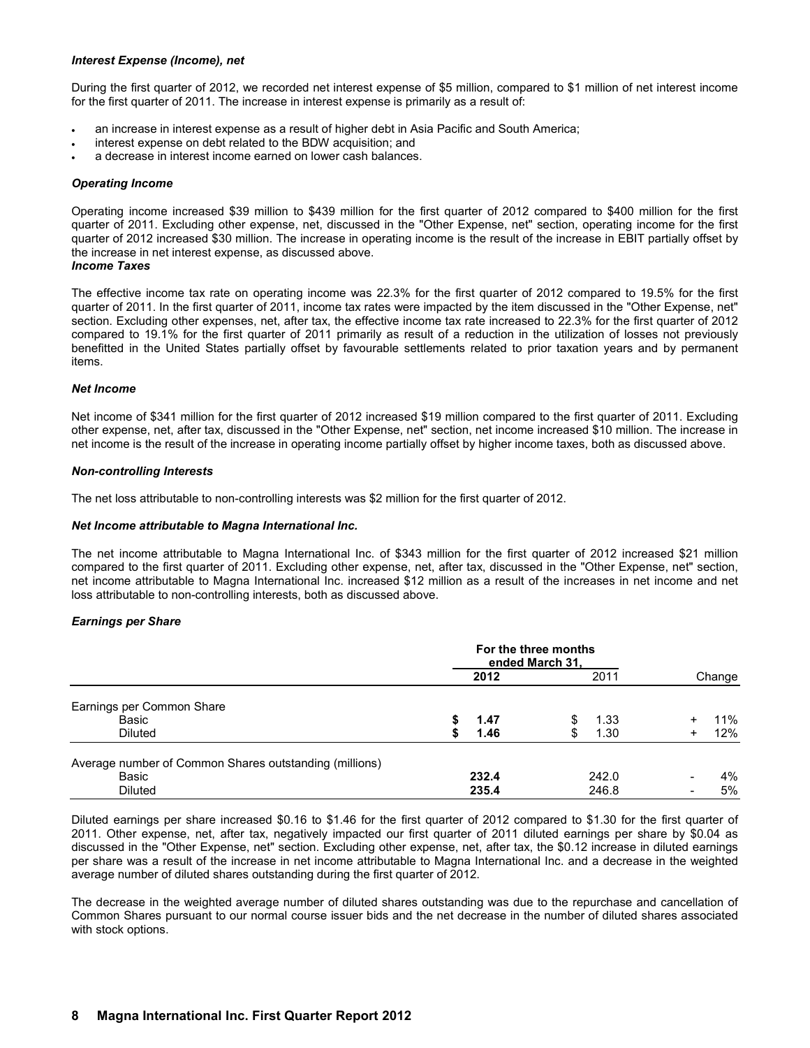### *Interest Expense (Income), net*

During the first quarter of 2012, we recorded net interest expense of $5 million, compared to $1 million of net interest income for the first quarter of 2011. The increase in interest expense is primarily as a result of:

- an increase in interest expense as a result of higher debt in Asia Pacific and South America;
- interest expense on debt related to the BDW acquisition; and
- a decrease in interest income earned on lower cash balances.

### *Operating Income*

Operating income increased $39 million to $439 million for the first quarter of 2012 compared to $400 million for the first quarter of 2011. Excluding other expense, net, discussed in the "Other Expense, net" section, operating income for the first quarter of 2012 increased $30 million. The increase in operating income is the result of the increase in EBIT partially offset by the increase in net interest expense, as discussed above.

### *Income Taxes*

The effective income tax rate on operating income was 22.3% for the first quarter of 2012 compared to 19.5% for the first quarter of 2011. In the first quarter of 2011, income tax rates were impacted by the item discussed in the "Other Expense, net" section. Excluding other expenses, net, after tax, the effective income tax rate increased to 22.3% for the first quarter of 2012 compared to 19.1% for the first quarter of 2011 primarily as result of a reduction in the utilization of losses not previously benefitted in the United States partially offset by favourable settlements related to prior taxation years and by permanent items.

### *Net Income*

Net income of $341 million for the first quarter of 2012 increased $19 million compared to the first quarter of 2011. Excluding other expense, net, after tax, discussed in the "Other Expense, net" section, net income increased $10 million. The increase in net income is the result of the increase in operating income partially offset by higher income taxes, both as discussed above.

### *Non-controlling Interests*

The net loss attributable to non-controlling interests was $2 million for the first quarter of 2012.

### *Net Income attributable to Magna International Inc.*

The net income attributable to Magna International Inc. of $343 million for the first quarter of 2012 increased $21 million compared to the first quarter of 2011. Excluding other expense, net, after tax, discussed in the "Other Expense, net" section, net income attributable to Magna International Inc. increased $12 million as a result of the increases in net income and net loss attributable to non-controlling interests, both as discussed above.

### *Earnings per Share*

| | For the three months ended March 31, | | |
|---|---|---|---|
| | **2012** | 2011 | Change |
| Earnings per Common Share | | | |
| Basic | **$ 1.47** | $ 1.33 | + 11% |
| Diluted | **$ 1.46** | $ 1.30 | + 12% |
| Average number of Common Shares outstanding (millions) | | | |
| Basic | **232.4** | 242.0 | - 4% |
| Diluted | **235.4** | 246.8 | - 5% |

Diluted earnings per share increased $0.16 to $1.46 for the first quarter of 2012 compared to $1.30 for the first quarter of 2011. Other expense, net, after tax, negatively impacted our first quarter of 2011 diluted earnings per share by $0.04 as discussed in the "Other Expense, net" section. Excluding other expense, net, after tax, the $0.12 increase in diluted earnings per share was a result of the increase in net income attributable to Magna International Inc. and a decrease in the weighted average number of diluted shares outstanding during the first quarter of 2012.

The decrease in the weighted average number of diluted shares outstanding was due to the repurchase and cancellation of Common Shares pursuant to our normal course issuer bids and the net decrease in the number of diluted shares associated with stock options.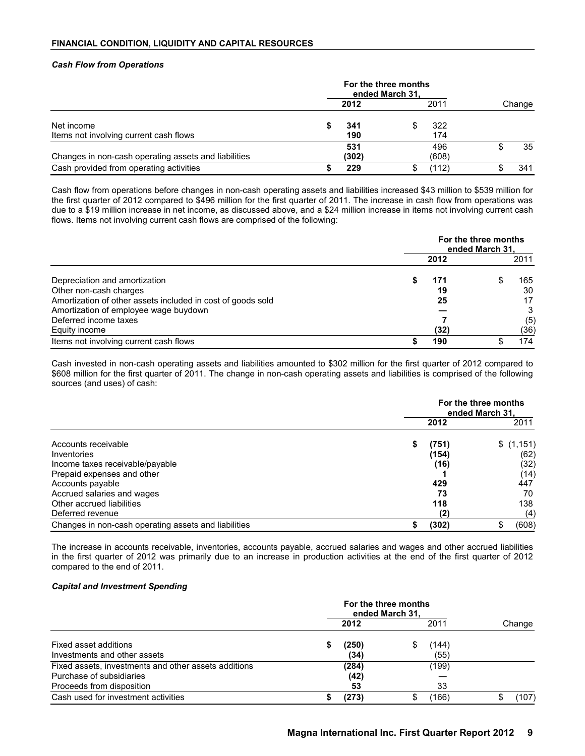## FINANCIAL CONDITION, LIQUIDITY AND CAPITAL RESOURCES

### *Cash Flow from Operations*

| | For the three months ended March 31, | | |
|---|---|---|---|
| | **2012** | 2011 | Change |
| Net income | **$ 341** | $ 322 | |
| Items not involving current cash flows | **190** | 174 | |
| | **531** | 496 | $ 35 |
| Changes in non-cash operating assets and liabilities | **(302)** | (608) | |
| Cash provided from operating activities | **$ 229** | $ (112) | $ 341 |

Cash flow from operations before changes in non-cash operating assets and liabilities increased $43 million to $539 million for the first quarter of 2012 compared to $496 million for the first quarter of 2011. The increase in cash flow from operations was due to a $19 million increase in net income, as discussed above, and a $24 million increase in items not involving current cash flows. Items not involving current cash flows are comprised of the following:

| | For the three months ended March 31, | |
|---|---|---|
| | **2012** | 2011 |
| Depreciation and amortization | **$ 171** | $ 165 |
| Other non-cash charges | **19** | 30 |
| Amortization of other assets included in cost of goods sold | **25** | 17 |
| Amortization of employee wage buydown | **—** | 3 |
| Deferred income taxes | **7** | (5) |
| Equity income | **(32)** | (36) |
| Items not involving current cash flows | **$ 190** | $ 174 |

Cash invested in non-cash operating assets and liabilities amounted to $302 million for the first quarter of 2012 compared to $608 million for the first quarter of 2011. The change in non-cash operating assets and liabilities is comprised of the following sources (and uses) of cash:

| | For the three months ended March 31, | |
|---|---|---|
| | **2012** | 2011 |
| Accounts receivable | **$ (751)** | $ (1,151) |
| Inventories | **(154)** | (62) |
| Income taxes receivable/payable | **(16)** | (32) |
| Prepaid expenses and other | **1** | (14) |
| Accounts payable | **429** | 447 |
| Accrued salaries and wages | **73** | 70 |
| Other accrued liabilities | **118** | 138 |
| Deferred revenue | **(2)** | (4) |
| Changes in non-cash operating assets and liabilities | **$ (302)** | $ (608) |

The increase in accounts receivable, inventories, accounts payable, accrued salaries and wages and other accrued liabilities in the first quarter of 2012 was primarily due to an increase in production activities at the end of the first quarter of 2012 compared to the end of 2011.

### *Capital and Investment Spending*

| | For the three months ended March 31, | | |
|---|---|---|---|
| | **2012** | 2011 | Change |
| Fixed asset additions | **$ (250)** | $ (144) | |
| Investments and other assets | **(34)** | (55) | |
| Fixed assets, investments and other assets additions | **(284)** | (199) | |
| Purchase of subsidiaries | **(42)** | — | |
| Proceeds from disposition | **53** | 33 | |
| Cash used for investment activities | **$ (273)** | $ (166) | $ (107) |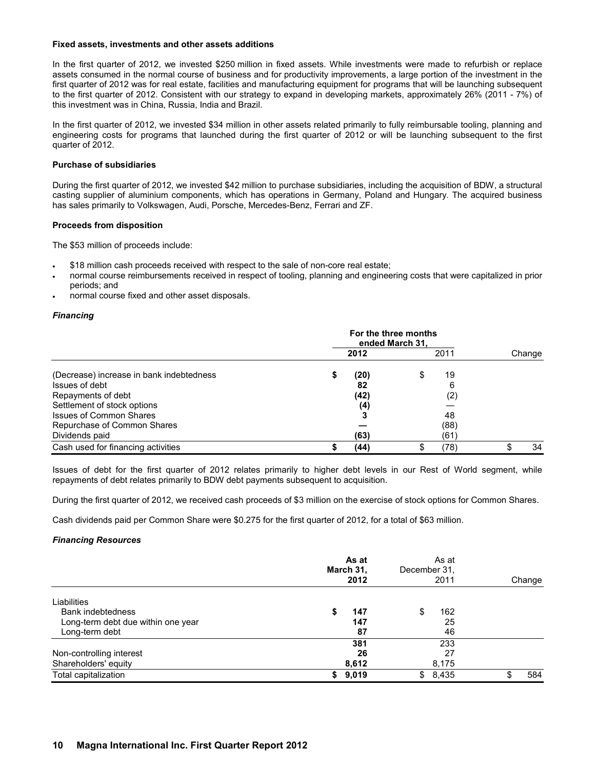**Fixed assets, investments and other assets additions**

In the first quarter of 2012, we invested $250 million in fixed assets. While investments were made to refurbish or replace assets consumed in the normal course of business and for productivity improvements, a large portion of the investment in the first quarter of 2012 was for real estate, facilities and manufacturing equipment for programs that will be launching subsequent to the first quarter of 2012. Consistent with our strategy to expand in developing markets, approximately 26% (2011 - 7%) of this investment was in China, Russia, India and Brazil.

In the first quarter of 2012, we invested $34 million in other assets related primarily to fully reimbursable tooling, planning and engineering costs for programs that launched during the first quarter of 2012 or will be launching subsequent to the first quarter of 2012.

**Purchase of subsidiaries**

During the first quarter of 2012, we invested $42 million to purchase subsidiaries, including the acquisition of BDW, a structural casting supplier of aluminium components, which has operations in Germany, Poland and Hungary. The acquired business has sales primarily to Volkswagen, Audi, Porsche, Mercedes-Benz, Ferrari and ZF.

**Proceeds from disposition**

The $53 million of proceeds include:

- $18 million cash proceeds received with respect to the sale of non-core real estate;
- normal course reimbursements received in respect of tooling, planning and engineering costs that were capitalized in prior periods; and
- normal course fixed and other asset disposals.

***Financing***

| | For the three months ended March 31, | | |
|---|---|---|---|
| | **2012** | 2011 | Change |
| (Decrease) increase in bank indebtedness | **$ (20)** | $ 19 | |
| Issues of debt | **82** | 6 | |
| Repayments of debt | **(42)** | (2) | |
| Settlement of stock options | **(4)** | — | |
| Issues of Common Shares | **3** | 48 | |
| Repurchase of Common Shares | **—** | (88) | |
| Dividends paid | **(63)** | (61) | |
| Cash used for financing activities | **$ (44)** | $ (78) | $ 34 |

Issues of debt for the first quarter of 2012 relates primarily to higher debt levels in our Rest of World segment, while repayments of debt relates primarily to BDW debt payments subsequent to acquisition.

During the first quarter of 2012, we received cash proceeds of $3 million on the exercise of stock options for Common Shares.

Cash dividends paid per Common Share were $0.275 for the first quarter of 2012, for a total of $63 million.

***Financing Resources***

| | **As at March 31, 2012** | As at December 31, 2011 | Change |
|---|---|---|---|
| Liabilities | | | |
| Bank indebtedness | **$ 147** | $ 162 | |
| Long-term debt due within one year | **147** | 25 | |
| Long-term debt | **87** | 46 | |
| | **381** | 233 | |
| Non-controlling interest | **26** | 27 | |
| Shareholders' equity | **8,612** | 8,175 | |
| Total capitalization | **$ 9,019** | $ 8,435 | $ 584 |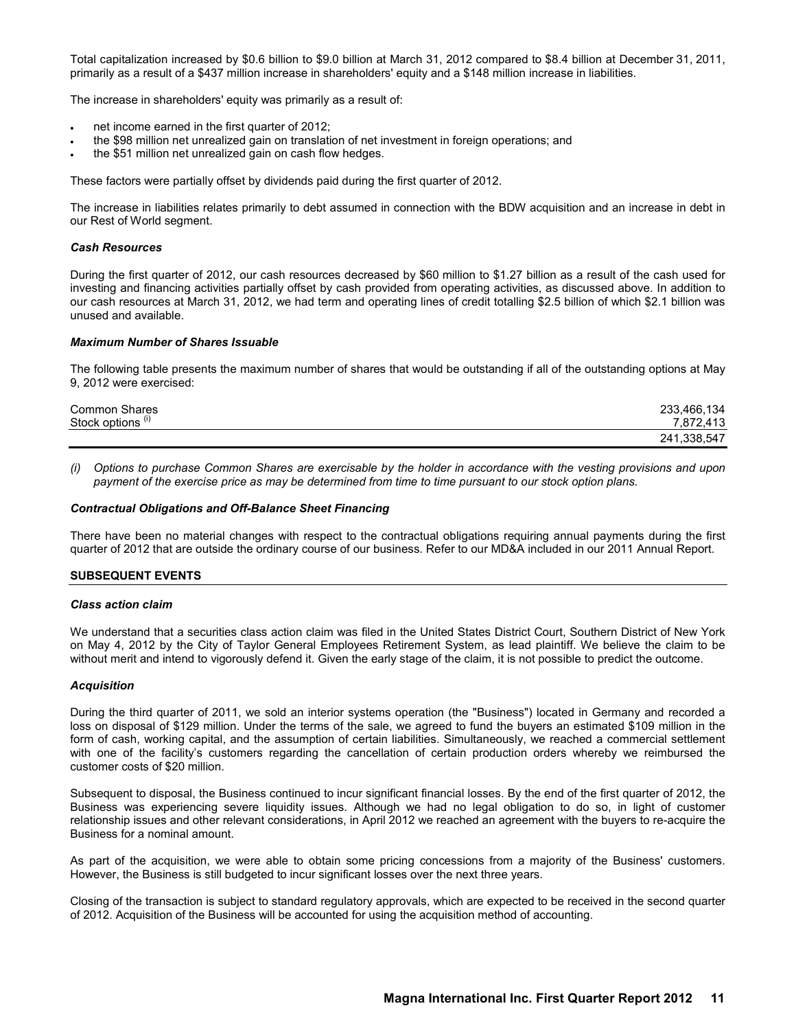Total capitalization increased by $0.6 billion to $9.0 billion at March 31, 2012 compared to $8.4 billion at December 31, 2011, primarily as a result of a $437 million increase in shareholders' equity and a $148 million increase in liabilities.

The increase in shareholders' equity was primarily as a result of:

- net income earned in the first quarter of 2012;
- the $98 million net unrealized gain on translation of net investment in foreign operations; and
- the $51 million net unrealized gain on cash flow hedges.

These factors were partially offset by dividends paid during the first quarter of 2012.

The increase in liabilities relates primarily to debt assumed in connection with the BDW acquisition and an increase in debt in our Rest of World segment.

### *Cash Resources*

During the first quarter of 2012, our cash resources decreased by $60 million to $1.27 billion as a result of the cash used for investing and financing activities partially offset by cash provided from operating activities, as discussed above. In addition to our cash resources at March 31, 2012, we had term and operating lines of credit totalling $2.5 billion of which $2.1 billion was unused and available.

### *Maximum Number of Shares Issuable*

The following table presents the maximum number of shares that would be outstanding if all of the outstanding options at May 9, 2012 were exercised:

| | |
|---|---|
| Common Shares | 233,466,134 |
| Stock options (i) | 7,872,413 |
| | 241,338,547 |

*(i) Options to purchase Common Shares are exercisable by the holder in accordance with the vesting provisions and upon payment of the exercise price as may be determined from time to time pursuant to our stock option plans.*

### *Contractual Obligations and Off-Balance Sheet Financing*

There have been no material changes with respect to the contractual obligations requiring annual payments during the first quarter of 2012 that are outside the ordinary course of our business. Refer to our MD&A included in our 2011 Annual Report.

## SUBSEQUENT EVENTS

### *Class action claim*

We understand that a securities class action claim was filed in the United States District Court, Southern District of New York on May 4, 2012 by the City of Taylor General Employees Retirement System, as lead plaintiff. We believe the claim to be without merit and intend to vigorously defend it. Given the early stage of the claim, it is not possible to predict the outcome.

### *Acquisition*

During the third quarter of 2011, we sold an interior systems operation (the "Business") located in Germany and recorded a loss on disposal of $129 million. Under the terms of the sale, we agreed to fund the buyers an estimated $109 million in the form of cash, working capital, and the assumption of certain liabilities. Simultaneously, we reached a commercial settlement with one of the facility's customers regarding the cancellation of certain production orders whereby we reimbursed the customer costs of $20 million.

Subsequent to disposal, the Business continued to incur significant financial losses. By the end of the first quarter of 2012, the Business was experiencing severe liquidity issues. Although we had no legal obligation to do so, in light of customer relationship issues and other relevant considerations, in April 2012 we reached an agreement with the buyers to re-acquire the Business for a nominal amount.

As part of the acquisition, we were able to obtain some pricing concessions from a majority of the Business' customers. However, the Business is still budgeted to incur significant losses over the next three years.

Closing of the transaction is subject to standard regulatory approvals, which are expected to be received in the second quarter of 2012. Acquisition of the Business will be accounted for using the acquisition method of accounting.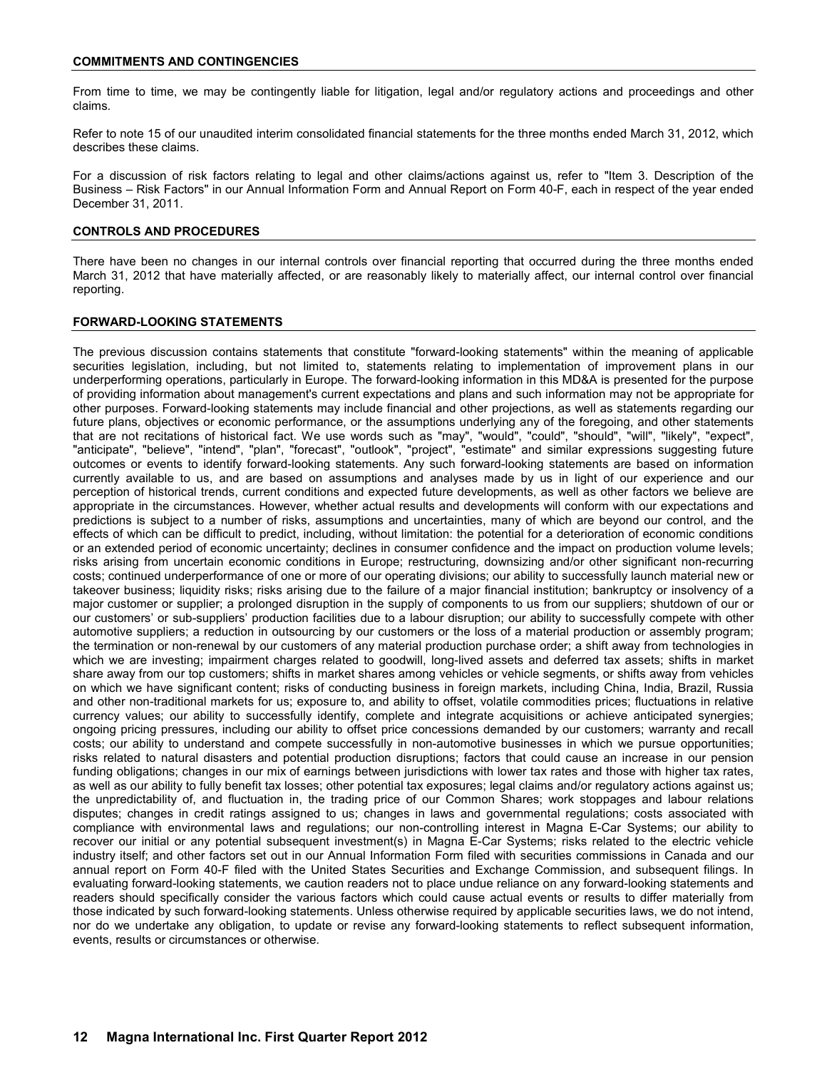## COMMITMENTS AND CONTINGENCIES

From time to time, we may be contingently liable for litigation, legal and/or regulatory actions and proceedings and other claims.

Refer to note 15 of our unaudited interim consolidated financial statements for the three months ended March 31, 2012, which describes these claims.

For a discussion of risk factors relating to legal and other claims/actions against us, refer to "Item 3. Description of the Business – Risk Factors" in our Annual Information Form and Annual Report on Form 40-F, each in respect of the year ended December 31, 2011.

## CONTROLS AND PROCEDURES

There have been no changes in our internal controls over financial reporting that occurred during the three months ended March 31, 2012 that have materially affected, or are reasonably likely to materially affect, our internal control over financial reporting.

## FORWARD-LOOKING STATEMENTS

The previous discussion contains statements that constitute "forward-looking statements" within the meaning of applicable securities legislation, including, but not limited to, statements relating to implementation of improvement plans in our underperforming operations, particularly in Europe. The forward-looking information in this MD&A is presented for the purpose of providing information about management's current expectations and plans and such information may not be appropriate for other purposes. Forward-looking statements may include financial and other projections, as well as statements regarding our future plans, objectives or economic performance, or the assumptions underlying any of the foregoing, and other statements that are not recitations of historical fact. We use words such as "may", "would", "could", "should", "will", "likely", "expect", "anticipate", "believe", "intend", "plan", "forecast", "outlook", "project", "estimate" and similar expressions suggesting future outcomes or events to identify forward-looking statements. Any such forward-looking statements are based on information currently available to us, and are based on assumptions and analyses made by us in light of our experience and our perception of historical trends, current conditions and expected future developments, as well as other factors we believe are appropriate in the circumstances. However, whether actual results and developments will conform with our expectations and predictions is subject to a number of risks, assumptions and uncertainties, many of which are beyond our control, and the effects of which can be difficult to predict, including, without limitation: the potential for a deterioration of economic conditions or an extended period of economic uncertainty; declines in consumer confidence and the impact on production volume levels; risks arising from uncertain economic conditions in Europe; restructuring, downsizing and/or other significant non-recurring costs; continued underperformance of one or more of our operating divisions; our ability to successfully launch material new or takeover business; liquidity risks; risks arising due to the failure of a major financial institution; bankruptcy or insolvency of a major customer or supplier; a prolonged disruption in the supply of components to us from our suppliers; shutdown of our or our customers' or sub-suppliers' production facilities due to a labour disruption; our ability to successfully compete with other automotive suppliers; a reduction in outsourcing by our customers or the loss of a material production or assembly program; the termination or non-renewal by our customers of any material production purchase order; a shift away from technologies in which we are investing; impairment charges related to goodwill, long-lived assets and deferred tax assets; shifts in market share away from our top customers; shifts in market shares among vehicles or vehicle segments, or shifts away from vehicles on which we have significant content; risks of conducting business in foreign markets, including China, India, Brazil, Russia and other non-traditional markets for us; exposure to, and ability to offset, volatile commodities prices; fluctuations in relative currency values; our ability to successfully identify, complete and integrate acquisitions or achieve anticipated synergies; ongoing pricing pressures, including our ability to offset price concessions demanded by our customers; warranty and recall costs; our ability to understand and compete successfully in non-automotive businesses in which we pursue opportunities; risks related to natural disasters and potential production disruptions; factors that could cause an increase in our pension funding obligations; changes in our mix of earnings between jurisdictions with lower tax rates and those with higher tax rates, as well as our ability to fully benefit tax losses; other potential tax exposures; legal claims and/or regulatory actions against us; the unpredictability of, and fluctuation in, the trading price of our Common Shares; work stoppages and labour relations disputes; changes in credit ratings assigned to us; changes in laws and governmental regulations; costs associated with compliance with environmental laws and regulations; our non-controlling interest in Magna E-Car Systems; our ability to recover our initial or any potential subsequent investment(s) in Magna E-Car Systems; risks related to the electric vehicle industry itself; and other factors set out in our Annual Information Form filed with securities commissions in Canada and our annual report on Form 40-F filed with the United States Securities and Exchange Commission, and subsequent filings. In evaluating forward-looking statements, we caution readers not to place undue reliance on any forward-looking statements and readers should specifically consider the various factors which could cause actual events or results to differ materially from those indicated by such forward-looking statements. Unless otherwise required by applicable securities laws, we do not intend, nor do we undertake any obligation, to update or revise any forward-looking statements to reflect subsequent information, events, results or circumstances or otherwise.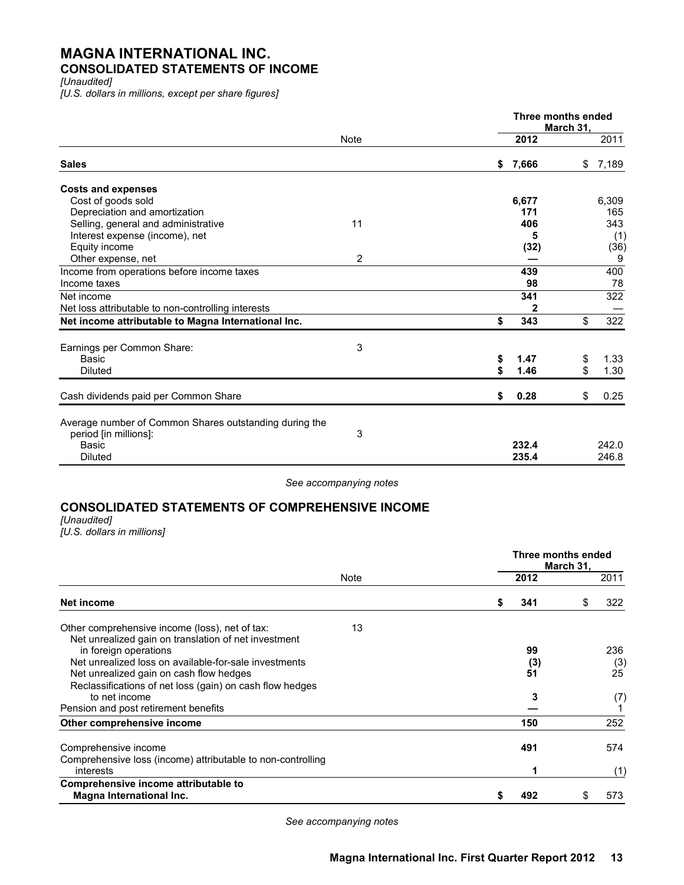# MAGNA INTERNATIONAL INC.

## CONSOLIDATED STATEMENTS OF INCOME

*[Unaudited]*

*[U.S. dollars in millions, except per share figures]*

| | Note | Three months ended March 31, 2012 | 2011 |
|---|---|---|---|
| **Sales** | | **$ 7,666** | $ 7,189 |
| **Costs and expenses** | | | |
| Cost of goods sold | | **6,677** | 6,309 |
| Depreciation and amortization | | **171** | 165 |
| Selling, general and administrative | 11 | **406** | 343 |
| Interest expense (income), net | | **5** | (1) |
| Equity income | | **(32)** | (36) |
| Other expense, net | 2 | **—** | 9 |
| Income from operations before income taxes | | **439** | 400 |
| Income taxes | | **98** | 78 |
| Net income | | **341** | 322 |
| Net loss attributable to non-controlling interests | | **2** | — |
| **Net income attributable to Magna International Inc.** | | **$ 343** | $ 322 |
| Earnings per Common Share: | 3 | | |
| Basic | | **$ 1.47** | $ 1.33 |
| Diluted | | **$ 1.46** | $ 1.30 |
| Cash dividends paid per Common Share | | **$ 0.28** | $ 0.25 |
| Average number of Common Shares outstanding during the period [in millions]: | 3 | | |
| Basic | | **232.4** | 242.0 |
| Diluted | | **235.4** | 246.8 |

*See accompanying notes*

## CONSOLIDATED STATEMENTS OF COMPREHENSIVE INCOME

*[Unaudited]*

*[U.S. dollars in millions]*

| | Note | Three months ended March 31, 2012 | 2011 |
|---|---|---|---|
| **Net income** | | **$ 341** | $ 322 |
| Other comprehensive income (loss), net of tax: | 13 | | |
| Net unrealized gain on translation of net investment in foreign operations | | **99** | 236 |
| Net unrealized loss on available-for-sale investments | | **(3)** | (3) |
| Net unrealized gain on cash flow hedges | | **51** | 25 |
| Reclassifications of net loss (gain) on cash flow hedges to net income | | **3** | (7) |
| Pension and post retirement benefits | | **—** | 1 |
| **Other comprehensive income** | | **150** | 252 |
| Comprehensive income | | **491** | 574 |
| Comprehensive loss (income) attributable to non-controlling interests | | **1** | (1) |
| **Comprehensive income attributable to Magna International Inc.** | | **$ 492** | $ 573 |

*See accompanying notes*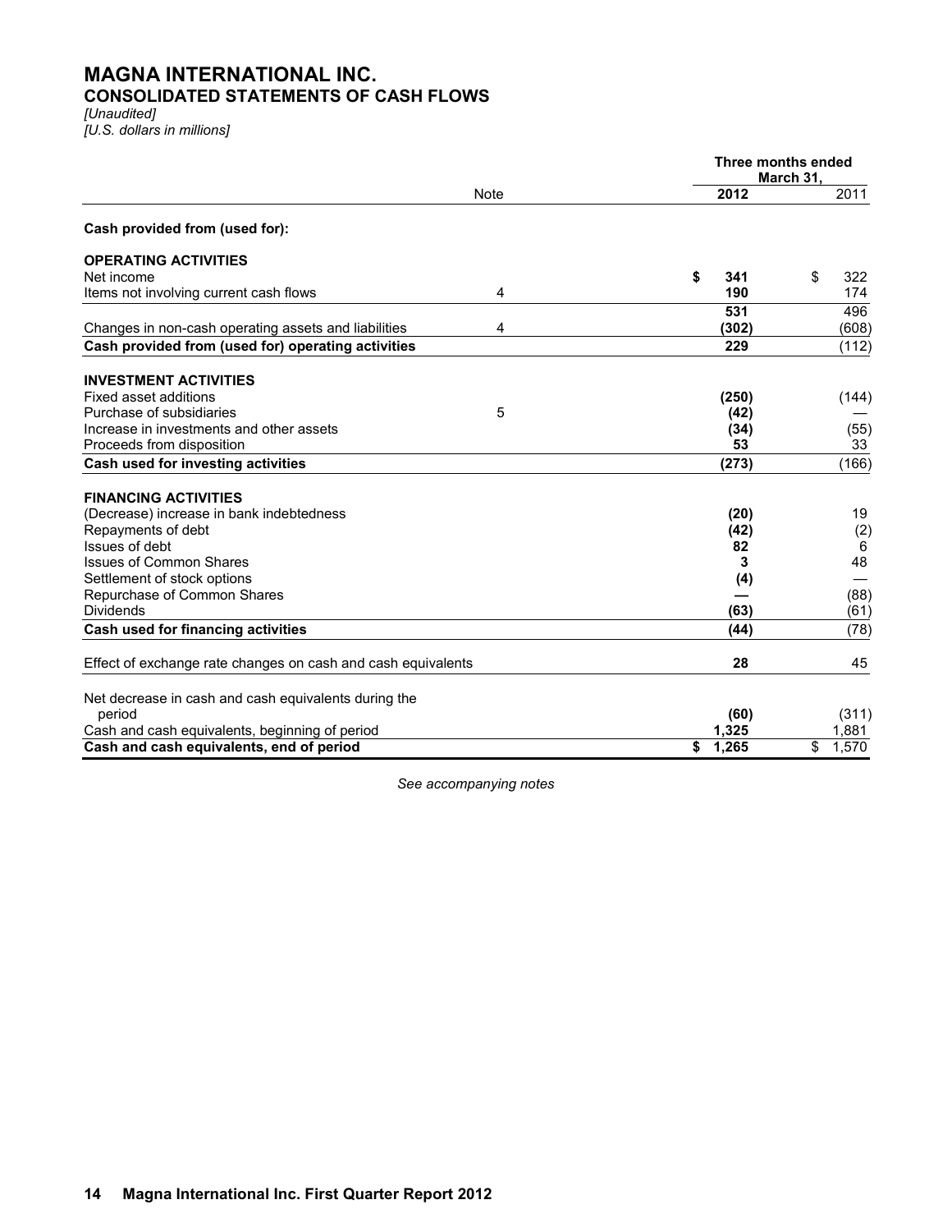# MAGNA INTERNATIONAL INC.

## CONSOLIDATED STATEMENTS OF CASH FLOWS

*[Unaudited]*
*[U.S. dollars in millions]*

| | Note | Three months ended March 31, 2012 | 2011 |
|---|---|---|---|
| **Cash provided from (used for):** | | | |
| **OPERATING ACTIVITIES** | | | |
| Net income | | **$ 341** | $ 322 |
| Items not involving current cash flows | 4 | **190** | 174 |
| | | **531** | 496 |
| Changes in non-cash operating assets and liabilities | 4 | **(302)** | (608) |
| **Cash provided from (used for) operating activities** | | **229** | (112) |
| **INVESTMENT ACTIVITIES** | | | |
| Fixed asset additions | | **(250)** | (144) |
| Purchase of subsidiaries | 5 | **(42)** | — |
| Increase in investments and other assets | | **(34)** | (55) |
| Proceeds from disposition | | **53** | 33 |
| **Cash used for investing activities** | | **(273)** | (166) |
| **FINANCING ACTIVITIES** | | | |
| (Decrease) increase in bank indebtedness | | **(20)** | 19 |
| Repayments of debt | | **(42)** | (2) |
| Issues of debt | | **82** | 6 |
| Issues of Common Shares | | **3** | 48 |
| Settlement of stock options | | **(4)** | — |
| Repurchase of Common Shares | | **—** | (88) |
| Dividends | | **(63)** | (61) |
| **Cash used for financing activities** | | **(44)** | (78) |
| Effect of exchange rate changes on cash and cash equivalents | | **28** | 45 |
| Net decrease in cash and cash equivalents during the period | | **(60)** | (311) |
| Cash and cash equivalents, beginning of period | | **1,325** | 1,881 |
| **Cash and cash equivalents, end of period** | | **$ 1,265** | $ 1,570 |

*See accompanying notes*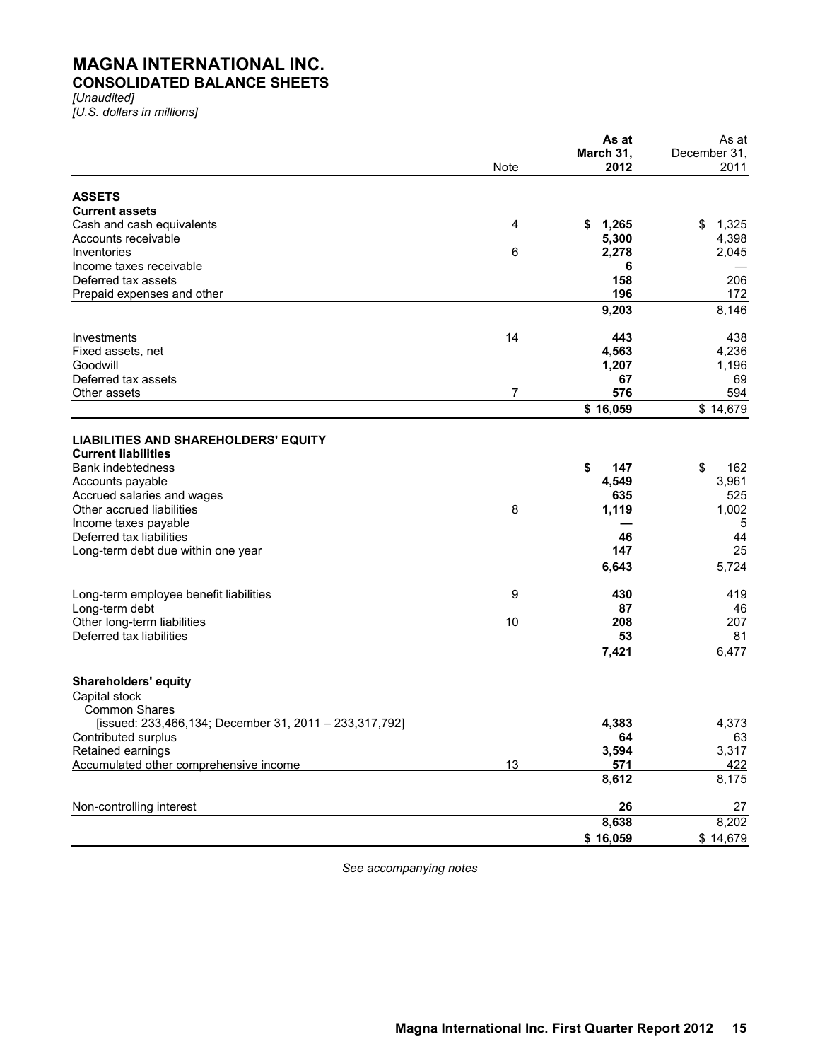# MAGNA INTERNATIONAL INC.
## CONSOLIDATED BALANCE SHEETS

*[Unaudited]*
*[U.S. dollars in millions]*

| | Note | **As at March 31, 2012** | As at December 31, 2011 |
|---|---|---|---|
| **ASSETS** | | | |
| **Current assets** | | | |
| Cash and cash equivalents | 4 | **$ 1,265** | $ 1,325 |
| Accounts receivable | | **5,300** | 4,398 |
| Inventories | 6 | **2,278** | 2,045 |
| Income taxes receivable | | **6** | — |
| Deferred tax assets | | **158** | 206 |
| Prepaid expenses and other | | **196** | 172 |
| | | **9,203** | 8,146 |
| Investments | 14 | **443** | 438 |
| Fixed assets, net | | **4,563** | 4,236 |
| Goodwill | | **1,207** | 1,196 |
| Deferred tax assets | | **67** | 69 |
| Other assets | 7 | **576** | 594 |
| | | **$ 16,059** | $ 14,679 |
| **LIABILITIES AND SHAREHOLDERS' EQUITY** | | | |
| **Current liabilities** | | | |
| Bank indebtedness | | **$ 147** | $ 162 |
| Accounts payable | | **4,549** | 3,961 |
| Accrued salaries and wages | | **635** | 525 |
| Other accrued liabilities | 8 | **1,119** | 1,002 |
| Income taxes payable | | **—** | 5 |
| Deferred tax liabilities | | **46** | 44 |
| Long-term debt due within one year | | **147** | 25 |
| | | **6,643** | 5,724 |
| Long-term employee benefit liabilities | 9 | **430** | 419 |
| Long-term debt | | **87** | 46 |
| Other long-term liabilities | 10 | **208** | 207 |
| Deferred tax liabilities | | **53** | 81 |
| | | **7,421** | 6,477 |
| **Shareholders' equity** | | | |
| Capital stock | | | |
| Common Shares | | | |
| [issued: 233,466,134; December 31, 2011 – 233,317,792] | | **4,383** | 4,373 |
| Contributed surplus | | **64** | 63 |
| Retained earnings | | **3,594** | 3,317 |
| Accumulated other comprehensive income | 13 | **571** | 422 |
| | | **8,612** | 8,175 |
| Non-controlling interest | | **26** | 27 |
| | | **8,638** | 8,202 |
| | | **$ 16,059** | $ 14,679 |

*See accompanying notes*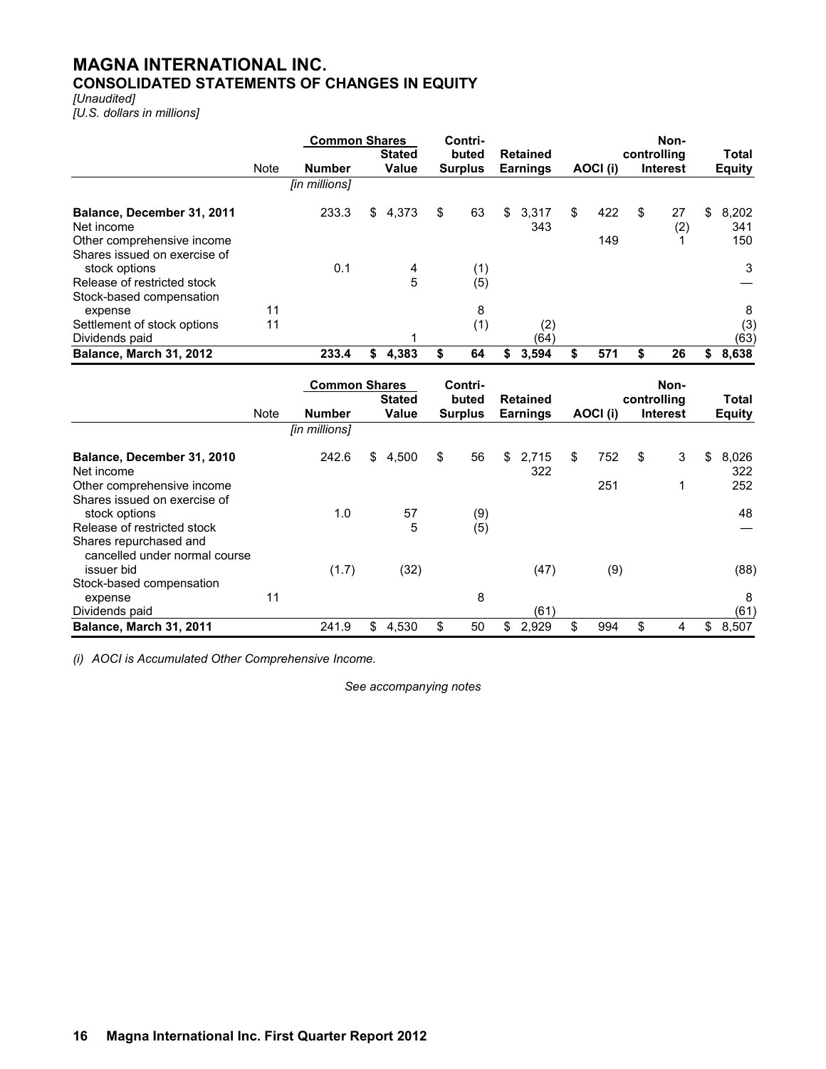# MAGNA INTERNATIONAL INC.
## CONSOLIDATED STATEMENTS OF CHANGES IN EQUITY

*[Unaudited]*
*[U.S. dollars in millions]*

| | Note | Common Shares Number | Common Shares Stated Value | Contributed Surplus | Retained Earnings | AOCI (i) | Non-controlling Interest | Total Equity |
|---|---|---|---|---|---|---|---|---|
| | | *[in millions]* | | | | | | |
| **Balance, December 31, 2011** | | 233.3 | $ 4,373 | $ 63 | $ 3,317 | $ 422 | $ 27 | $ 8,202 |
| Net income | | | | | 343 | | (2) | 341 |
| Other comprehensive income | | | | | | 149 | 1 | 150 |
| Shares issued on exercise of stock options | | 0.1 | 4 | (1) | | | | 3 |
| Release of restricted stock | | | 5 | (5) | | | | — |
| Stock-based compensation expense | 11 | | | 8 | | | | 8 |
| Settlement of stock options | 11 | | | (1) | (2) | | | (3) |
| Dividends paid | | | 1 | | (64) | | | (63) |
| **Balance, March 31, 2012** | | **233.4** | **$ 4,383** | **$ 64** | **$ 3,594** | **$ 571** | **$ 26** | **$ 8,638** |

| | Note | Common Shares Number | Common Shares Stated Value | Contributed Surplus | Retained Earnings | AOCI (i) | Non-controlling Interest | Total Equity |
|---|---|---|---|---|---|---|---|---|
| | | *[in millions]* | | | | | | |
| **Balance, December 31, 2010** | | 242.6 | $ 4,500 | $ 56 | $ 2,715 | $ 752 | $ 3 | $ 8,026 |
| Net income | | | | | 322 | | | 322 |
| Other comprehensive income | | | | | | 251 | 1 | 252 |
| Shares issued on exercise of stock options | | 1.0 | 57 | (9) | | | | 48 |
| Release of restricted stock | | | 5 | (5) | | | | — |
| Shares repurchased and cancelled under normal course issuer bid | | (1.7) | (32) | | (47) | (9) | | (88) |
| Stock-based compensation expense | 11 | | | 8 | | | | 8 |
| Dividends paid | | | | | (61) | | | (61) |
| **Balance, March 31, 2011** | | 241.9 | $ 4,530 | $ 50 | $ 2,929 | $ 994 | $ 4 | $ 8,507 |

*(i) AOCI is Accumulated Other Comprehensive Income.*

*See accompanying notes*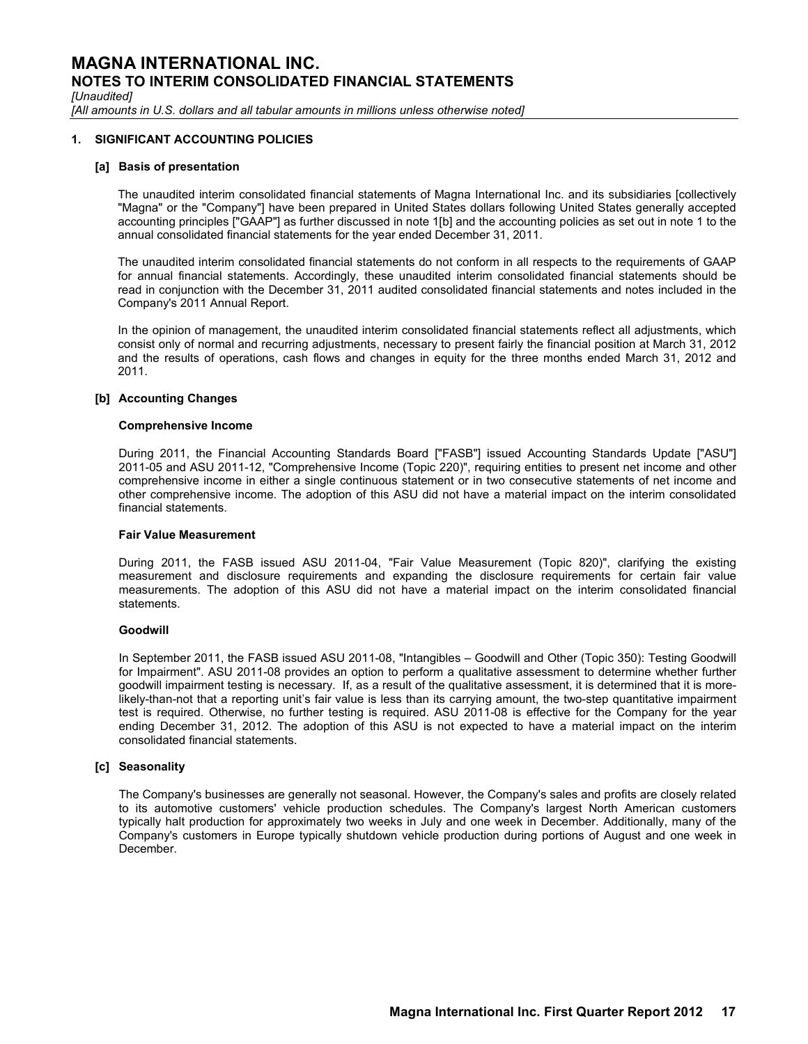# MAGNA INTERNATIONAL INC.
## NOTES TO INTERIM CONSOLIDATED FINANCIAL STATEMENTS

*[Unaudited]*
*[All amounts in U.S. dollars and all tabular amounts in millions unless otherwise noted]*

### 1. SIGNIFICANT ACCOUNTING POLICIES

**[a] Basis of presentation**

The unaudited interim consolidated financial statements of Magna International Inc. and its subsidiaries [collectively "Magna" or the "Company"] have been prepared in United States dollars following United States generally accepted accounting principles ["GAAP"] as further discussed in note 1[b] and the accounting policies as set out in note 1 to the annual consolidated financial statements for the year ended December 31, 2011.

The unaudited interim consolidated financial statements do not conform in all respects to the requirements of GAAP for annual financial statements. Accordingly, these unaudited interim consolidated financial statements should be read in conjunction with the December 31, 2011 audited consolidated financial statements and notes included in the Company's 2011 Annual Report.

In the opinion of management, the unaudited interim consolidated financial statements reflect all adjustments, which consist only of normal and recurring adjustments, necessary to present fairly the financial position at March 31, 2012 and the results of operations, cash flows and changes in equity for the three months ended March 31, 2012 and 2011.

**[b] Accounting Changes**

**Comprehensive Income**

During 2011, the Financial Accounting Standards Board ["FASB"] issued Accounting Standards Update ["ASU"] 2011-05 and ASU 2011-12, "Comprehensive Income (Topic 220)", requiring entities to present net income and other comprehensive income in either a single continuous statement or in two consecutive statements of net income and other comprehensive income. The adoption of this ASU did not have a material impact on the interim consolidated financial statements.

**Fair Value Measurement**

During 2011, the FASB issued ASU 2011-04, "Fair Value Measurement (Topic 820)", clarifying the existing measurement and disclosure requirements and expanding the disclosure requirements for certain fair value measurements. The adoption of this ASU did not have a material impact on the interim consolidated financial statements.

**Goodwill**

In September 2011, the FASB issued ASU 2011-08, "Intangibles – Goodwill and Other (Topic 350): Testing Goodwill for Impairment". ASU 2011-08 provides an option to perform a qualitative assessment to determine whether further goodwill impairment testing is necessary. If, as a result of the qualitative assessment, it is determined that it is more-likely-than-not that a reporting unit's fair value is less than its carrying amount, the two-step quantitative impairment test is required. Otherwise, no further testing is required. ASU 2011-08 is effective for the Company for the year ending December 31, 2012. The adoption of this ASU is not expected to have a material impact on the interim consolidated financial statements.

**[c] Seasonality**

The Company's businesses are generally not seasonal. However, the Company's sales and profits are closely related to its automotive customers' vehicle production schedules. The Company's largest North American customers typically halt production for approximately two weeks in July and one week in December. Additionally, many of the Company's customers in Europe typically shutdown vehicle production during portions of August and one week in December.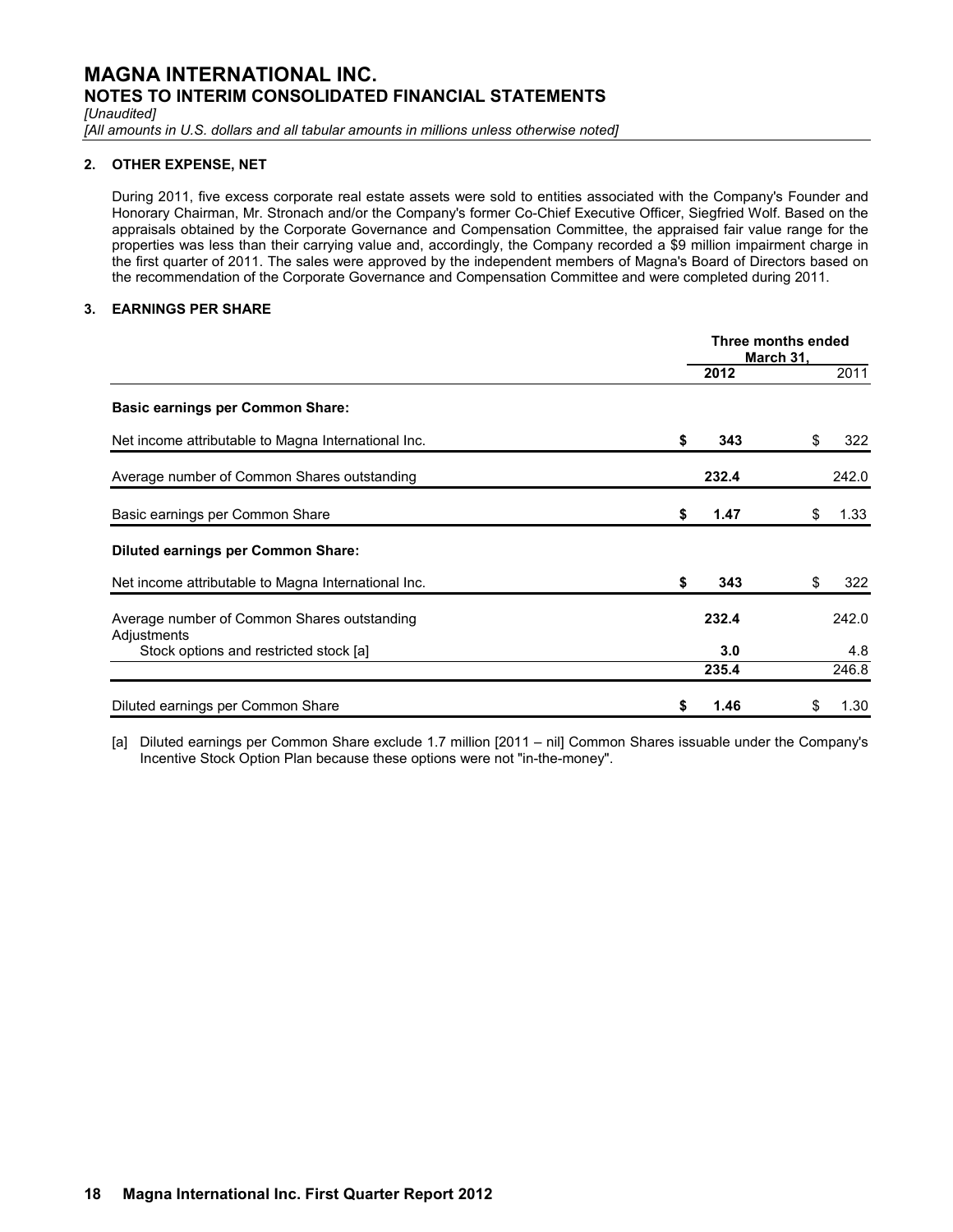# MAGNA INTERNATIONAL INC.
## NOTES TO INTERIM CONSOLIDATED FINANCIAL STATEMENTS

*[Unaudited]*
*[All amounts in U.S. dollars and all tabular amounts in millions unless otherwise noted]*

### 2. OTHER EXPENSE, NET

During 2011, five excess corporate real estate assets were sold to entities associated with the Company's Founder and Honorary Chairman, Mr. Stronach and/or the Company's former Co-Chief Executive Officer, Siegfried Wolf. Based on the appraisals obtained by the Corporate Governance and Compensation Committee, the appraised fair value range for the properties was less than their carrying value and, accordingly, the Company recorded a $9 million impairment charge in the first quarter of 2011. The sales were approved by the independent members of Magna's Board of Directors based on the recommendation of the Corporate Governance and Compensation Committee and were completed during 2011.

### 3. EARNINGS PER SHARE

| | Three months ended March 31, | |
|---|---|---|
| | **2012** | 2011 |
| **Basic earnings per Common Share:** | | |
| Net income attributable to Magna International Inc. | **$ 343** | $ 322 |
| Average number of Common Shares outstanding | **232.4** | 242.0 |
| Basic earnings per Common Share | **$ 1.47** | $ 1.33 |
| **Diluted earnings per Common Share:** | | |
| Net income attributable to Magna International Inc. | **$ 343** | $ 322 |
| Average number of Common Shares outstanding | **232.4** | 242.0 |
| Adjustments | | |
| Stock options and restricted stock [a] | **3.0** | 4.8 |
| | **235.4** | 246.8 |
| Diluted earnings per Common Share | **$ 1.46** | $ 1.30 |

[a] Diluted earnings per Common Share exclude 1.7 million [2011 – nil] Common Shares issuable under the Company's Incentive Stock Option Plan because these options were not "in-the-money".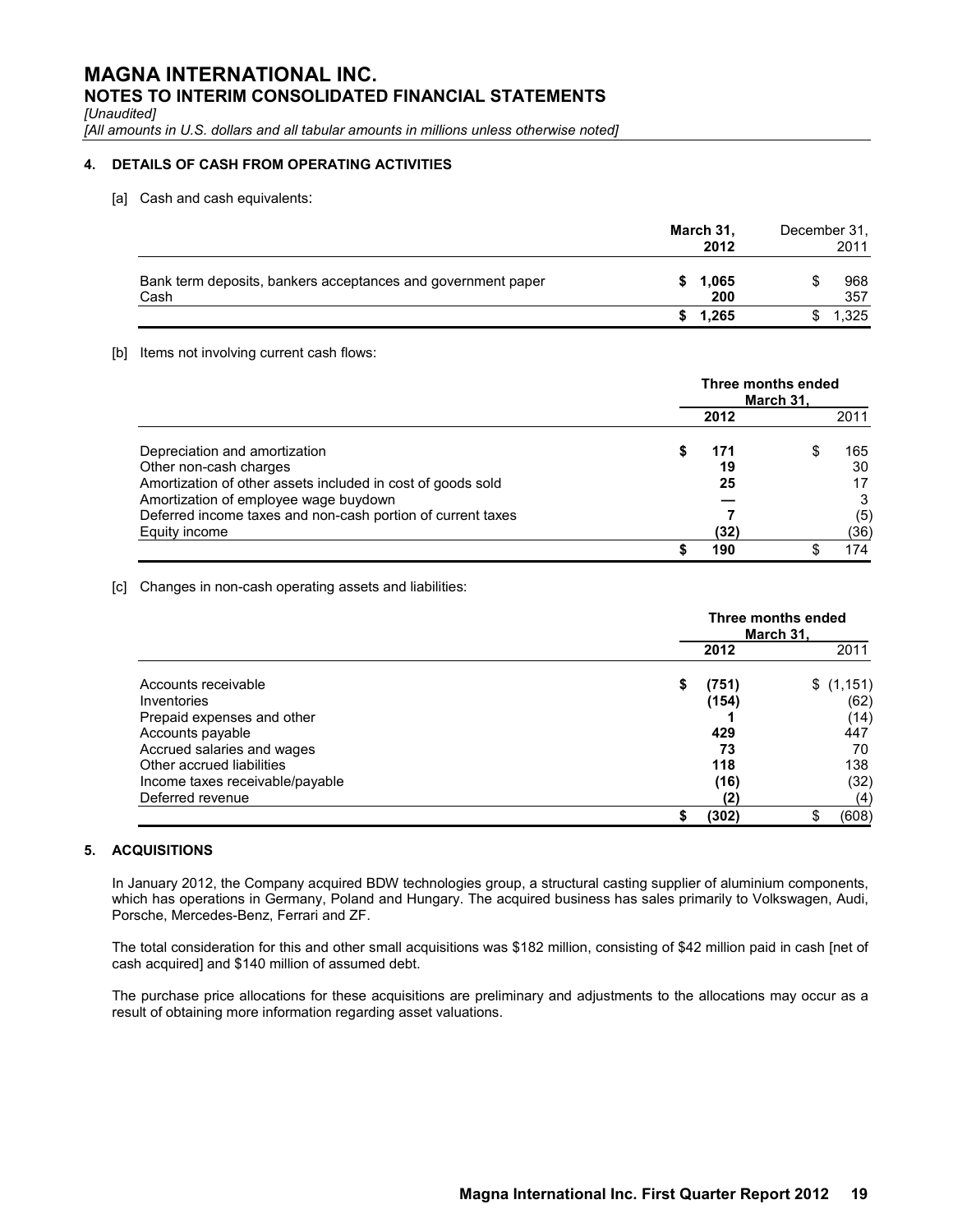# MAGNA INTERNATIONAL INC.
## NOTES TO INTERIM CONSOLIDATED FINANCIAL STATEMENTS

*[Unaudited]*

*[All amounts in U.S. dollars and all tabular amounts in millions unless otherwise noted]*

### 4. DETAILS OF CASH FROM OPERATING ACTIVITIES

[a] Cash and cash equivalents:

| | March 31, 2012 | December 31, 2011 |
|---|---|---|
| Bank term deposits, bankers acceptances and government paper | **$ 1,065** | $ 968 |
| Cash | **200** | 357 |
| | **$ 1,265** | $ 1,325 |

[b] Items not involving current cash flows:

| | Three months ended March 31, | |
|---|---|---|
| | **2012** | 2011 |
| Depreciation and amortization | **$ 171** | $ 165 |
| Other non-cash charges | **19** | 30 |
| Amortization of other assets included in cost of goods sold | **25** | 17 |
| Amortization of employee wage buydown | **—** | 3 |
| Deferred income taxes and non-cash portion of current taxes | **7** | (5) |
| Equity income | **(32)** | (36) |
| | **$ 190** | $ 174 |

[c] Changes in non-cash operating assets and liabilities:

| | Three months ended March 31, | |
|---|---|---|
| | **2012** | 2011 |
| Accounts receivable | **$ (751)** | $ (1,151) |
| Inventories | **(154)** | (62) |
| Prepaid expenses and other | **1** | (14) |
| Accounts payable | **429** | 447 |
| Accrued salaries and wages | **73** | 70 |
| Other accrued liabilities | **118** | 138 |
| Income taxes receivable/payable | **(16)** | (32) |
| Deferred revenue | **(2)** | (4) |
| | **$ (302)** | $ (608) |

### 5. ACQUISITIONS

In January 2012, the Company acquired BDW technologies group, a structural casting supplier of aluminium components, which has operations in Germany, Poland and Hungary. The acquired business has sales primarily to Volkswagen, Audi, Porsche, Mercedes-Benz, Ferrari and ZF.

The total consideration for this and other small acquisitions was $182 million, consisting of $42 million paid in cash [net of cash acquired] and $140 million of assumed debt.

The purchase price allocations for these acquisitions are preliminary and adjustments to the allocations may occur as a result of obtaining more information regarding asset valuations.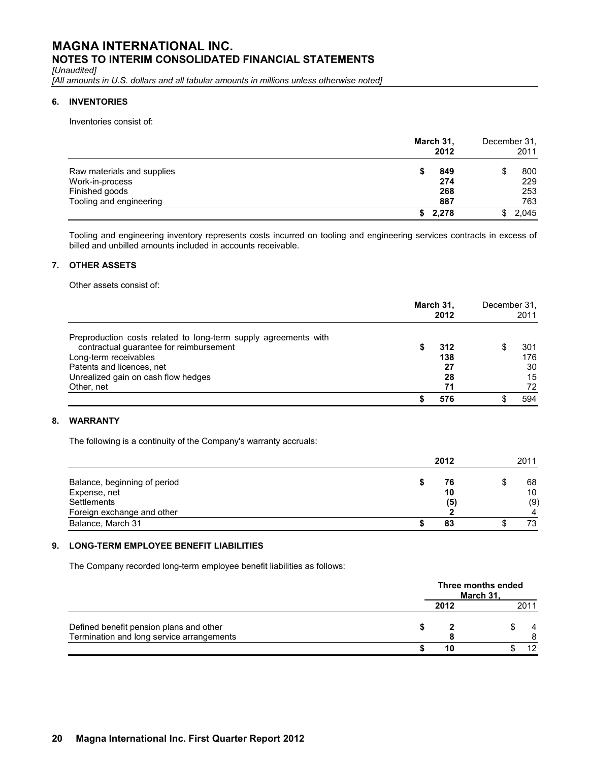# MAGNA INTERNATIONAL INC.

## NOTES TO INTERIM CONSOLIDATED FINANCIAL STATEMENTS

*[Unaudited]*

*[All amounts in U.S. dollars and all tabular amounts in millions unless otherwise noted]*

### 6. INVENTORIES

Inventories consist of:

| | March 31, 2012 | December 31, 2011 |
|---|---|---|
| Raw materials and supplies | **$ 849** | $ 800 |
| Work-in-process | **274** | 229 |
| Finished goods | **268** | 253 |
| Tooling and engineering | **887** | 763 |
| | **$ 2,278** | $ 2,045 |

Tooling and engineering inventory represents costs incurred on tooling and engineering services contracts in excess of billed and unbilled amounts included in accounts receivable.

### 7. OTHER ASSETS

Other assets consist of:

| | March 31, 2012 | December 31, 2011 |
|---|---|---|
| Preproduction costs related to long-term supply agreements with contractual guarantee for reimbursement | **$ 312** | $ 301 |
| Long-term receivables | **138** | 176 |
| Patents and licences, net | **27** | 30 |
| Unrealized gain on cash flow hedges | **28** | 15 |
| Other, net | **71** | 72 |
| | **$ 576** | $ 594 |

### 8. WARRANTY

The following is a continuity of the Company's warranty accruals:

| | 2012 | 2011 |
|---|---|---|
| Balance, beginning of period | **$ 76** | $ 68 |
| Expense, net | **10** | 10 |
| Settlements | **(5)** | (9) |
| Foreign exchange and other | **2** | 4 |
| Balance, March 31 | **$ 83** | $ 73 |

### 9. LONG-TERM EMPLOYEE BENEFIT LIABILITIES

The Company recorded long-term employee benefit liabilities as follows:

| | Three months ended March 31, | |
|---|---|---|
| | 2012 | 2011 |
| Defined benefit pension plans and other | **$ 2** | $ 4 |
| Termination and long service arrangements | **8** | 8 |
| | **$ 10** | $ 12 |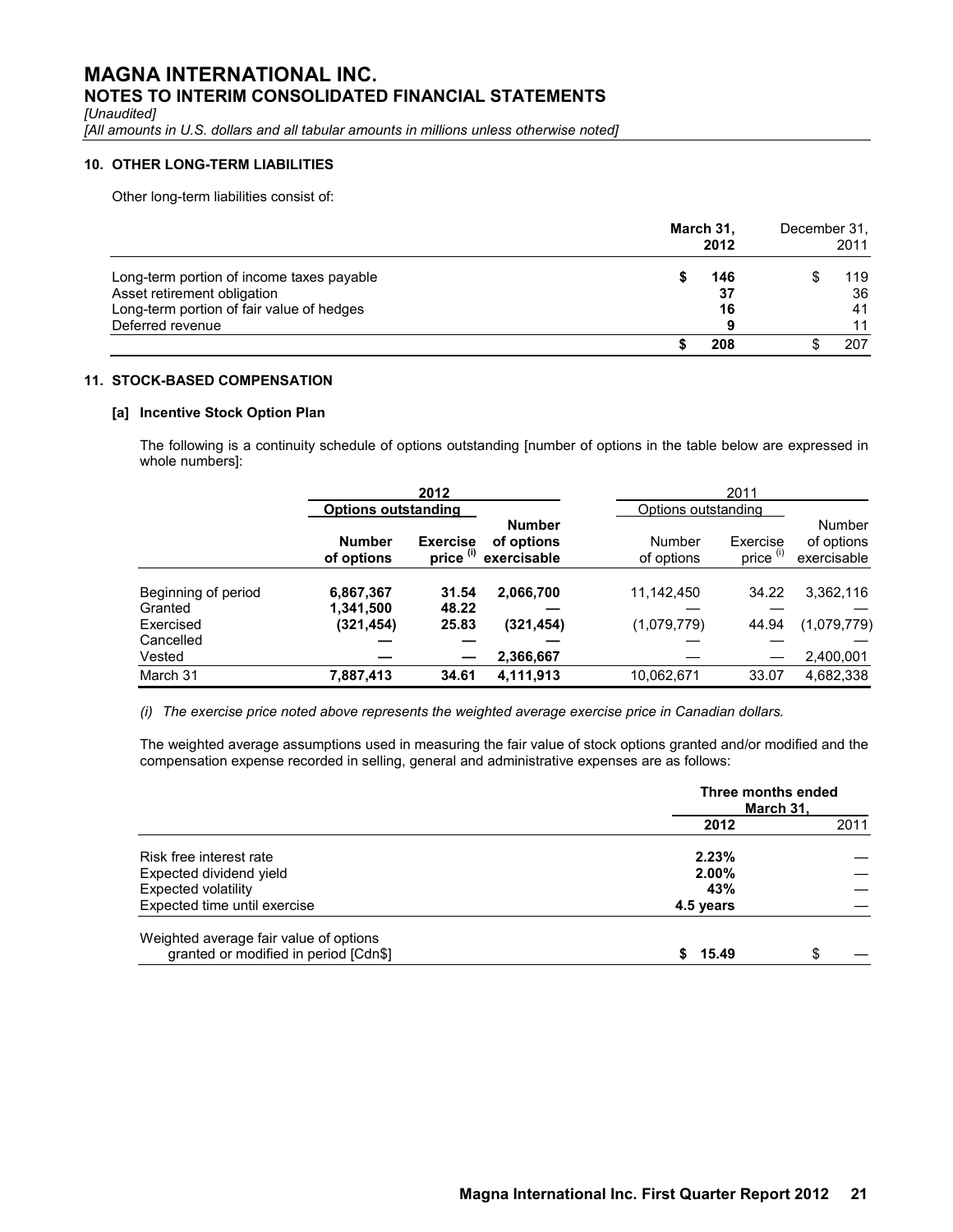# MAGNA INTERNATIONAL INC.
## NOTES TO INTERIM CONSOLIDATED FINANCIAL STATEMENTS

*[Unaudited]*

*[All amounts in U.S. dollars and all tabular amounts in millions unless otherwise noted]*

### 10. OTHER LONG-TERM LIABILITIES

Other long-term liabilities consist of:

| | **March 31, 2012** | December 31, 2011 |
|---|---|---|
| Long-term portion of income taxes payable | **$ 146** | $ 119 |
| Asset retirement obligation | **37** | 36 |
| Long-term portion of fair value of hedges | **16** | 41 |
| Deferred revenue | **9** | 11 |
| | **$ 208** | $ 207 |

### 11. STOCK-BASED COMPENSATION

#### [a] Incentive Stock Option Plan

The following is a continuity schedule of options outstanding [number of options in the table below are expressed in whole numbers]:

| | **2012** | | | 2011 | | |
|---|---|---|---|---|---|---|
| | **Options outstanding** | | | Options outstanding | | |
| | **Number of options** | **Exercise price (i)** | **Number of options exercisable** | Number of options | Exercise price (i) | Number of options exercisable |
| Beginning of period | **6,867,367** | **31.54** | **2,066,700** | 11,142,450 | 34.22 | 3,362,116 |
| Granted | **1,341,500** | **48.22** | **—** | — | — | — |
| Exercised | **(321,454)** | **25.83** | **(321,454)** | (1,079,779) | 44.94 | (1,079,779) |
| Cancelled | **—** | **—** | **—** | — | — | — |
| Vested | **—** | **—** | **2,366,667** | — | — | 2,400,001 |
| March 31 | **7,887,413** | **34.61** | **4,111,913** | 10,062,671 | 33.07 | 4,682,338 |

*(i) The exercise price noted above represents the weighted average exercise price in Canadian dollars.*

The weighted average assumptions used in measuring the fair value of stock options granted and/or modified and the compensation expense recorded in selling, general and administrative expenses are as follows:

| | **Three months ended March 31,** | |
|---|---|---|
| | **2012** | 2011 |
| Risk free interest rate | **2.23%** | — |
| Expected dividend yield | **2.00%** | — |
| Expected volatility | **43%** | — |
| Expected time until exercise | **4.5 years** | — |
| Weighted average fair value of options granted or modified in period [Cdn$] | **$ 15.49** | $ — |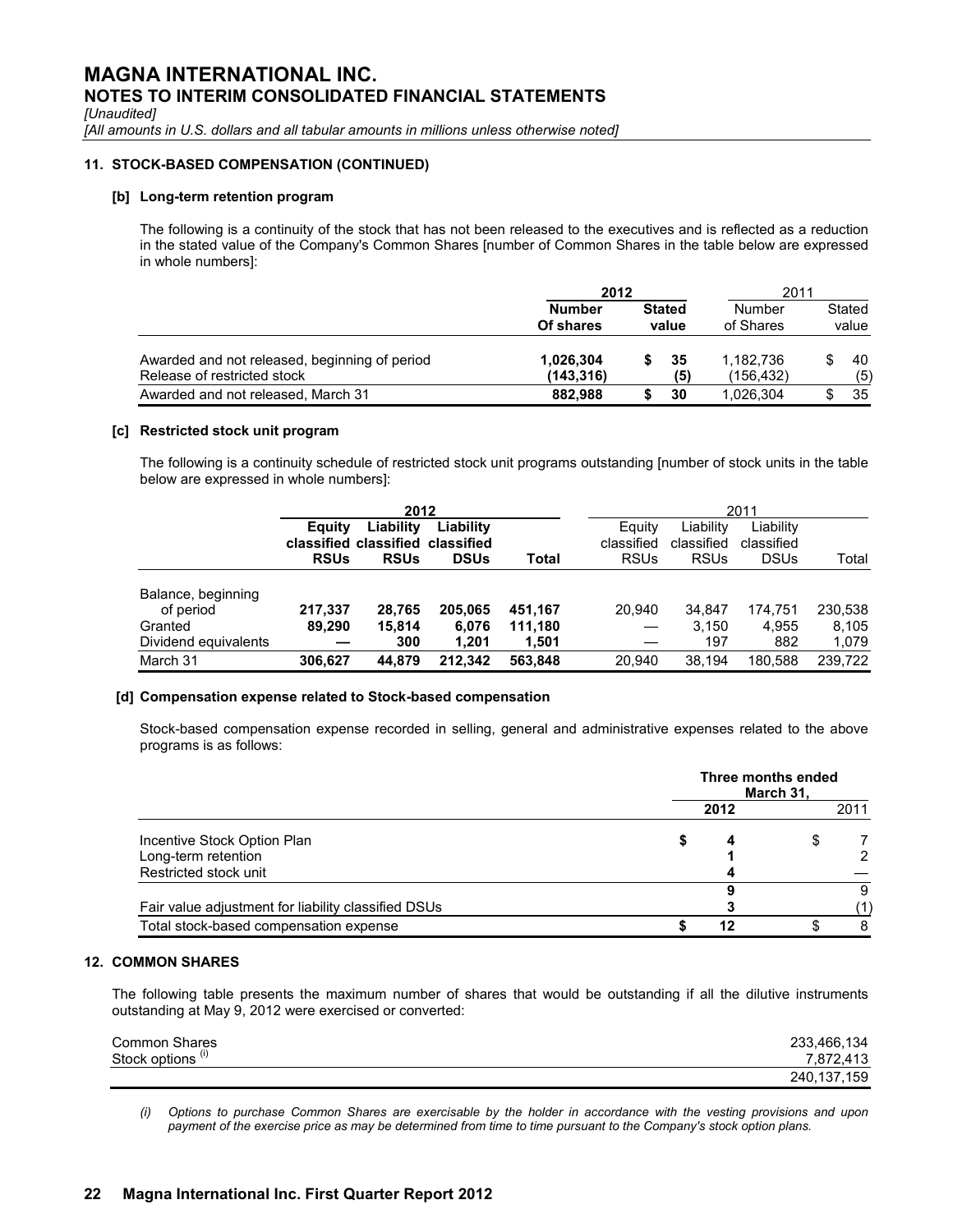# MAGNA INTERNATIONAL INC.
## NOTES TO INTERIM CONSOLIDATED FINANCIAL STATEMENTS
*[Unaudited]*
*[All amounts in U.S. dollars and all tabular amounts in millions unless otherwise noted]*

### 11. STOCK-BASED COMPENSATION (CONTINUED)

**[b] Long-term retention program**

The following is a continuity of the stock that has not been released to the executives and is reflected as a reduction in the stated value of the Company's Common Shares [number of Common Shares in the table below are expressed in whole numbers]:

| | **2012** | | 2011 | |
|---|---|---|---|---|
| | **Number Of shares** | **Stated value** | Number of Shares | Stated value |
| Awarded and not released, beginning of period | **1,026,304** | **$ 35** | 1,182,736 | $ 40 |
| Release of restricted stock | **(143,316)** | **(5)** | (156,432) | (5) |
| Awarded and not released, March 31 | **882,988** | **$ 30** | 1,026,304 | $ 35 |

**[c] Restricted stock unit program**

The following is a continuity schedule of restricted stock unit programs outstanding [number of stock units in the table below are expressed in whole numbers]:

| | **2012** | | | | 2011 | | | |
|---|---|---|---|---|---|---|---|---|
| | **Equity classified RSUs** | **Liability classified RSUs** | **Liability classified DSUs** | **Total** | Equity classified RSUs | Liability classified RSUs | Liability classified DSUs | Total |
| Balance, beginning of period | **217,337** | **28,765** | **205,065** | **451,167** | 20,940 | 34,847 | 174,751 | 230,538 |
| Granted | **89,290** | **15,814** | **6,076** | **111,180** | — | 3,150 | 4,955 | 8,105 |
| Dividend equivalents | **—** | **300** | **1,201** | **1,501** | — | 197 | 882 | 1,079 |
| March 31 | **306,627** | **44,879** | **212,342** | **563,848** | 20,940 | 38,194 | 180,588 | 239,722 |

**[d] Compensation expense related to Stock-based compensation**

Stock-based compensation expense recorded in selling, general and administrative expenses related to the above programs is as follows:

| | **Three months ended March 31,** | |
|---|---|---|
| | **2012** | 2011 |
| Incentive Stock Option Plan | **$ 4** | $ 7 |
| Long-term retention | **1** | 2 |
| Restricted stock unit | **4** | — |
| | **9** | 9 |
| Fair value adjustment for liability classified DSUs | **3** | (1) |
| Total stock-based compensation expense | **$ 12** | $ 8 |

### 12. COMMON SHARES

The following table presents the maximum number of shares that would be outstanding if all the dilutive instruments outstanding at May 9, 2012 were exercised or converted:

| | |
|---|---|
| Common Shares | 233,466,134 |
| Stock options (i) | 7,872,413 |
| | 240,137,159 |

*(i) Options to purchase Common Shares are exercisable by the holder in accordance with the vesting provisions and upon payment of the exercise price as may be determined from time to time pursuant to the Company's stock option plans.*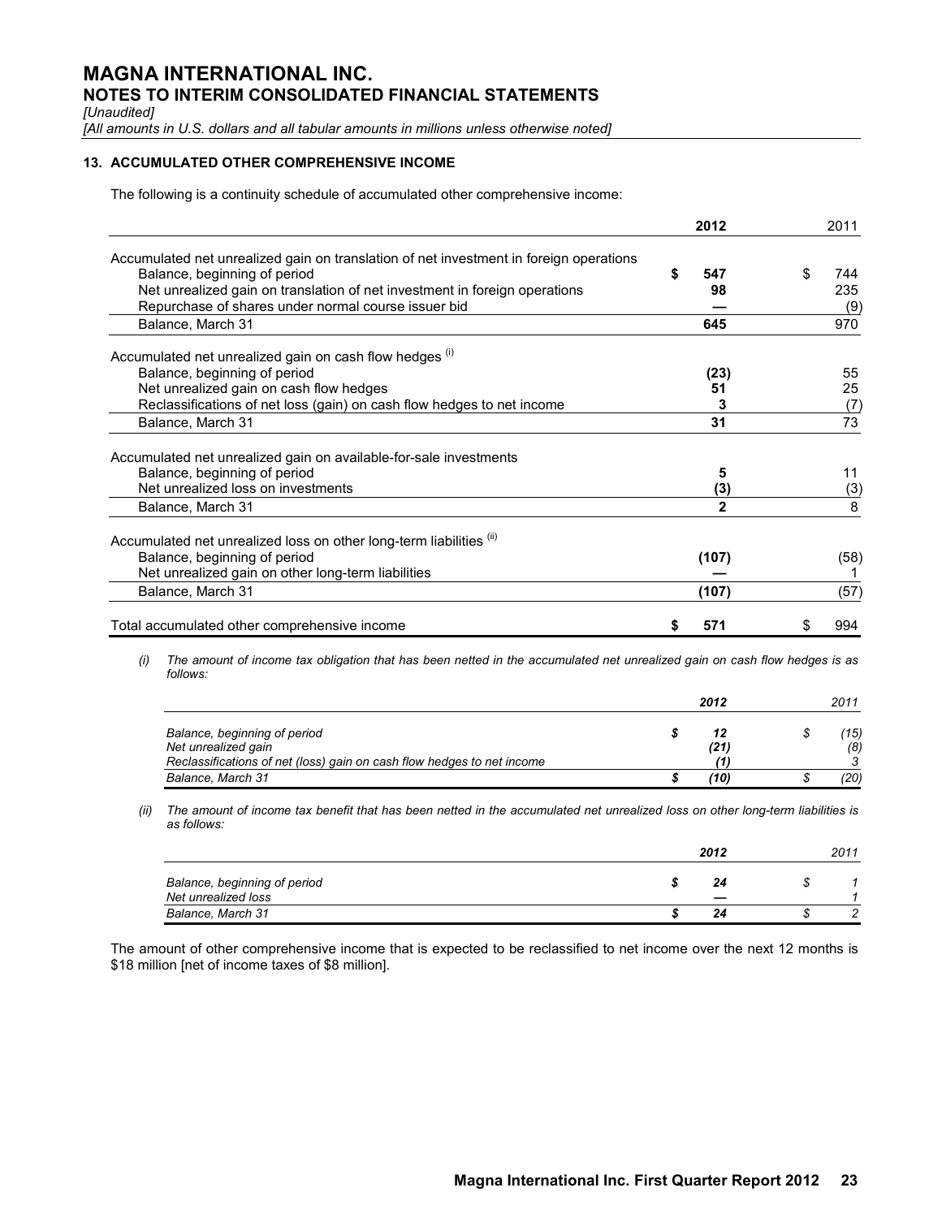# MAGNA INTERNATIONAL INC.
## NOTES TO INTERIM CONSOLIDATED FINANCIAL STATEMENTS

*[Unaudited]*

*[All amounts in U.S. dollars and all tabular amounts in millions unless otherwise noted]*

### 13. ACCUMULATED OTHER COMPREHENSIVE INCOME

The following is a continuity schedule of accumulated other comprehensive income:

| | **2012** | 2011 |
|---|---|---|
| Accumulated net unrealized gain on translation of net investment in foreign operations | | |
| Balance, beginning of period | **$ 547** | $ 744 |
| Net unrealized gain on translation of net investment in foreign operations | **98** | 235 |
| Repurchase of shares under normal course issuer bid | **—** | (9) |
| Balance, March 31 | **645** | 970 |
| Accumulated net unrealized gain on cash flow hedges [(i)] | | |
| Balance, beginning of period | **(23)** | 55 |
| Net unrealized gain on cash flow hedges | **51** | 25 |
| Reclassifications of net loss (gain) on cash flow hedges to net income | **3** | (7) |
| Balance, March 31 | **31** | 73 |
| Accumulated net unrealized gain on available-for-sale investments | | |
| Balance, beginning of period | **5** | 11 |
| Net unrealized loss on investments | **(3)** | (3) |
| Balance, March 31 | **2** | 8 |
| Accumulated net unrealized loss on other long-term liabilities [(ii)] | | |
| Balance, beginning of period | **(107)** | (58) |
| Net unrealized gain on other long-term liabilities | **—** | 1 |
| Balance, March 31 | **(107)** | (57) |
| Total accumulated other comprehensive income | **$ 571** | $ 994 |

*(i) The amount of income tax obligation that has been netted in the accumulated net unrealized gain on cash flow hedges is as follows:*

| | ***2012*** | *2011* |
|---|---|---|
| *Balance, beginning of period* | ***$ 12*** | *$ (15)* |
| *Net unrealized gain* | ***(21)*** | *(8)* |
| *Reclassifications of net (loss) gain on cash flow hedges to net income* | ***(1)*** | *3* |
| *Balance, March 31* | ***$ (10)*** | *$ (20)* |

*(ii) The amount of income tax benefit that has been netted in the accumulated net unrealized loss on other long-term liabilities is as follows:*

| | ***2012*** | *2011* |
|---|---|---|
| *Balance, beginning of period* | ***$ 24*** | *$ 1* |
| *Net unrealized loss* | ***—*** | *1* |
| *Balance, March 31* | ***$ 24*** | *$ 2* |

The amount of other comprehensive income that is expected to be reclassified to net income over the next 12 months is $18 million [net of income taxes of $8 million].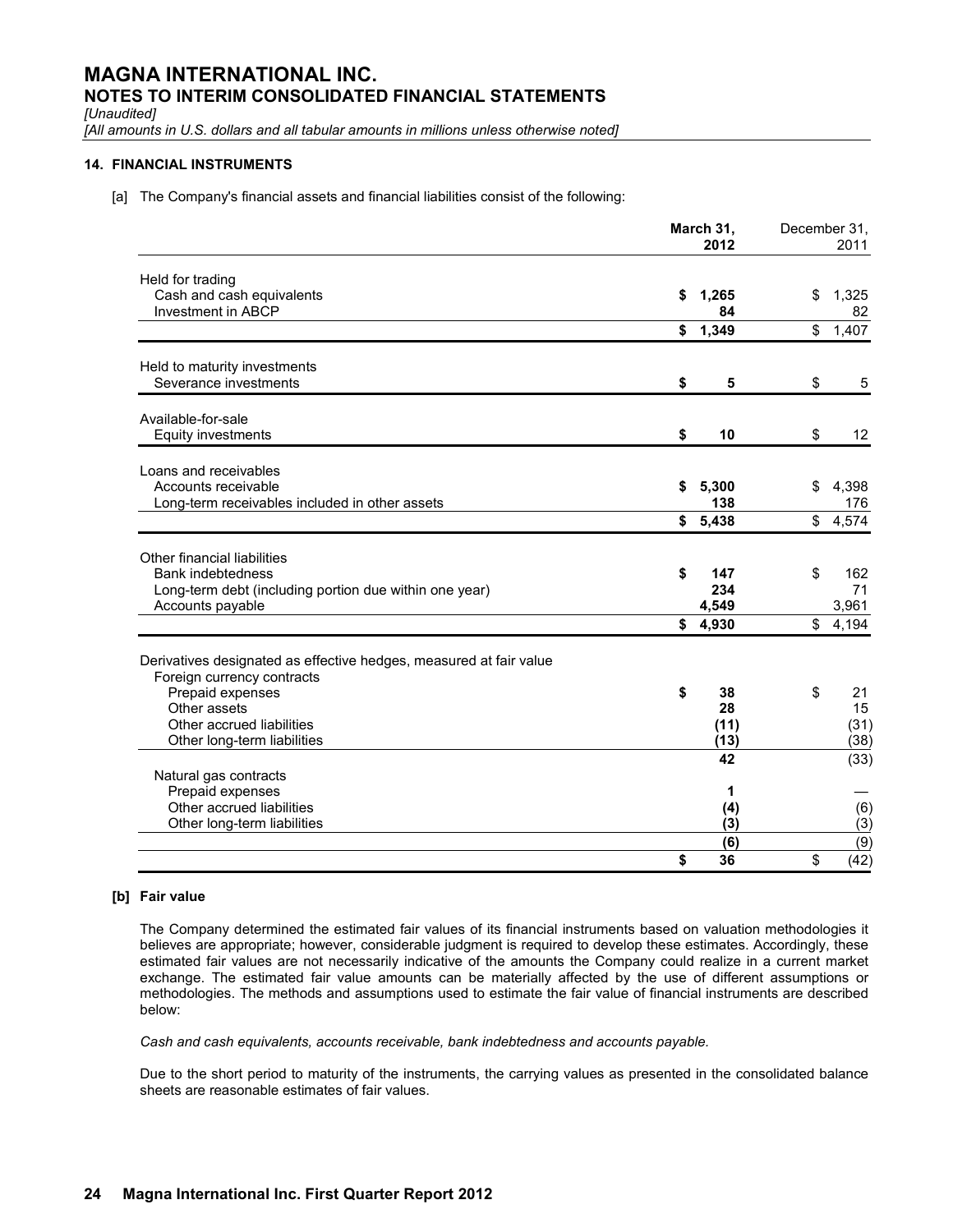# MAGNA INTERNATIONAL INC.
## NOTES TO INTERIM CONSOLIDATED FINANCIAL STATEMENTS

*[Unaudited]*

*[All amounts in U.S. dollars and all tabular amounts in millions unless otherwise noted]*

### 14. FINANCIAL INSTRUMENTS

[a] The Company's financial assets and financial liabilities consist of the following:

| | **March 31, 2012** | December 31, 2011 |
|---|---|---|
| Held for trading | | |
| Cash and cash equivalents | **$ 1,265** | $ 1,325 |
| Investment in ABCP | **84** | 82 |
| | **$ 1,349** | $ 1,407 |
| Held to maturity investments | | |
| Severance investments | **$ 5** | $ 5 |
| Available-for-sale | | |
| Equity investments | **$ 10** | $ 12 |
| Loans and receivables | | |
| Accounts receivable | **$ 5,300** | $ 4,398 |
| Long-term receivables included in other assets | **138** | 176 |
| | **$ 5,438** | $ 4,574 |
| Other financial liabilities | | |
| Bank indebtedness | **$ 147** | $ 162 |
| Long-term debt (including portion due within one year) | **234** | 71 |
| Accounts payable | **4,549** | 3,961 |
| | **$ 4,930** | $ 4,194 |
| Derivatives designated as effective hedges, measured at fair value | | |
| Foreign currency contracts | | |
| Prepaid expenses | **$ 38** | $ 21 |
| Other assets | **28** | 15 |
| Other accrued liabilities | **(11)** | (31) |
| Other long-term liabilities | **(13)** | (38) |
| | **42** | (33) |
| Natural gas contracts | | |
| Prepaid expenses | **1** | — |
| Other accrued liabilities | **(4)** | (6) |
| Other long-term liabilities | **(3)** | (3) |
| | **(6)** | (9) |
| | **$ 36** | $ (42) |

**[b] Fair value**

The Company determined the estimated fair values of its financial instruments based on valuation methodologies it believes are appropriate; however, considerable judgment is required to develop these estimates. Accordingly, these estimated fair values are not necessarily indicative of the amounts the Company could realize in a current market exchange. The estimated fair value amounts can be materially affected by the use of different assumptions or methodologies. The methods and assumptions used to estimate the fair value of financial instruments are described below:

*Cash and cash equivalents, accounts receivable, bank indebtedness and accounts payable.*

Due to the short period to maturity of the instruments, the carrying values as presented in the consolidated balance sheets are reasonable estimates of fair values.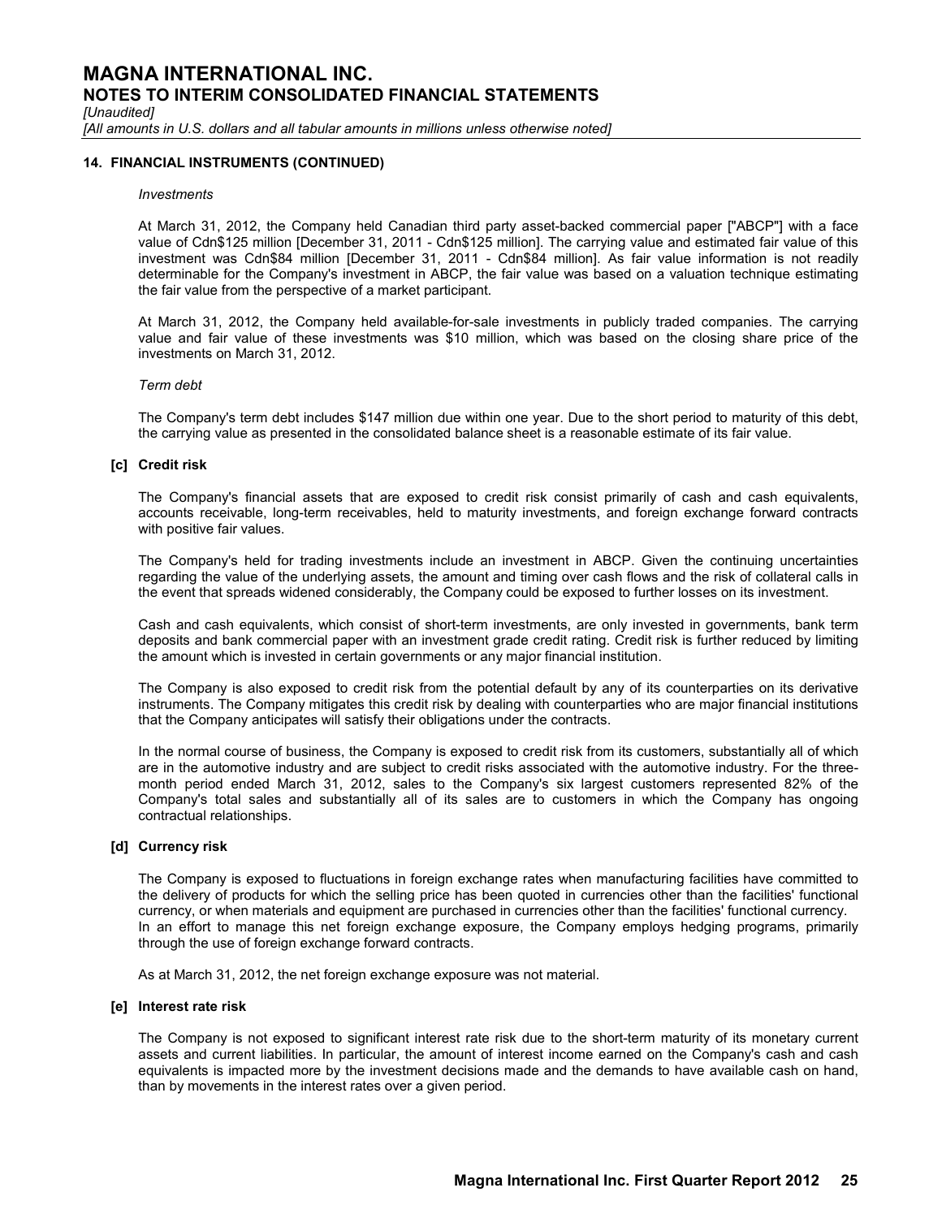# MAGNA INTERNATIONAL INC.
## NOTES TO INTERIM CONSOLIDATED FINANCIAL STATEMENTS

*[Unaudited]*

*[All amounts in U.S. dollars and all tabular amounts in millions unless otherwise noted]*

### 14. FINANCIAL INSTRUMENTS (CONTINUED)

*Investments*

At March 31, 2012, the Company held Canadian third party asset-backed commercial paper ["ABCP"] with a face value of Cdn$125 million [December 31, 2011 - Cdn$125 million]. The carrying value and estimated fair value of this investment was Cdn$84 million [December 31, 2011 - Cdn$84 million]. As fair value information is not readily determinable for the Company's investment in ABCP, the fair value was based on a valuation technique estimating the fair value from the perspective of a market participant.

At March 31, 2012, the Company held available-for-sale investments in publicly traded companies. The carrying value and fair value of these investments was $10 million, which was based on the closing share price of the investments on March 31, 2012.

*Term debt*

The Company's term debt includes $147 million due within one year. Due to the short period to maturity of this debt, the carrying value as presented in the consolidated balance sheet is a reasonable estimate of its fair value.

#### [c] Credit risk

The Company's financial assets that are exposed to credit risk consist primarily of cash and cash equivalents, accounts receivable, long-term receivables, held to maturity investments, and foreign exchange forward contracts with positive fair values.

The Company's held for trading investments include an investment in ABCP. Given the continuing uncertainties regarding the value of the underlying assets, the amount and timing over cash flows and the risk of collateral calls in the event that spreads widened considerably, the Company could be exposed to further losses on its investment.

Cash and cash equivalents, which consist of short-term investments, are only invested in governments, bank term deposits and bank commercial paper with an investment grade credit rating. Credit risk is further reduced by limiting the amount which is invested in certain governments or any major financial institution.

The Company is also exposed to credit risk from the potential default by any of its counterparties on its derivative instruments. The Company mitigates this credit risk by dealing with counterparties who are major financial institutions that the Company anticipates will satisfy their obligations under the contracts.

In the normal course of business, the Company is exposed to credit risk from its customers, substantially all of which are in the automotive industry and are subject to credit risks associated with the automotive industry. For the three-month period ended March 31, 2012, sales to the Company's six largest customers represented 82% of the Company's total sales and substantially all of its sales are to customers in which the Company has ongoing contractual relationships.

#### [d] Currency risk

The Company is exposed to fluctuations in foreign exchange rates when manufacturing facilities have committed to the delivery of products for which the selling price has been quoted in currencies other than the facilities' functional currency, or when materials and equipment are purchased in currencies other than the facilities' functional currency. In an effort to manage this net foreign exchange exposure, the Company employs hedging programs, primarily through the use of foreign exchange forward contracts.

As at March 31, 2012, the net foreign exchange exposure was not material.

#### [e] Interest rate risk

The Company is not exposed to significant interest rate risk due to the short-term maturity of its monetary current assets and current liabilities. In particular, the amount of interest income earned on the Company's cash and cash equivalents is impacted more by the investment decisions made and the demands to have available cash on hand, than by movements in the interest rates over a given period.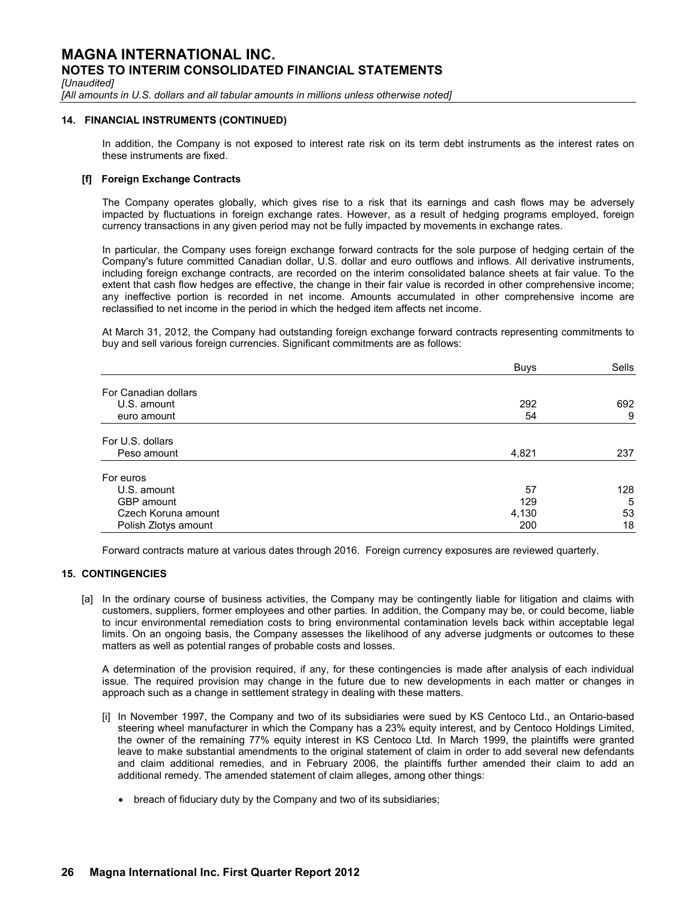## 14. FINANCIAL INSTRUMENTS (CONTINUED)

In addition, the Company is not exposed to interest rate risk on its term debt instruments as the interest rates on these instruments are fixed.

### [f] Foreign Exchange Contracts

The Company operates globally, which gives rise to a risk that its earnings and cash flows may be adversely impacted by fluctuations in foreign exchange rates. However, as a result of hedging programs employed, foreign currency transactions in any given period may not be fully impacted by movements in exchange rates.

In particular, the Company uses foreign exchange forward contracts for the sole purpose of hedging certain of the Company's future committed Canadian dollar, U.S. dollar and euro outflows and inflows. All derivative instruments, including foreign exchange contracts, are recorded on the interim consolidated balance sheets at fair value. To the extent that cash flow hedges are effective, the change in their fair value is recorded in other comprehensive income; any ineffective portion is recorded in net income. Amounts accumulated in other comprehensive income are reclassified to net income in the period in which the hedged item affects net income.

At March 31, 2012, the Company had outstanding foreign exchange forward contracts representing commitments to buy and sell various foreign currencies. Significant commitments are as follows:

| | Buys | Sells |
|---|---|---|
| For Canadian dollars | | |
| U.S. amount | 292 | 692 |
| euro amount | 54 | 9 |
| For U.S. dollars | | |
| Peso amount | 4,821 | 237 |
| For euros | | |
| U.S. amount | 57 | 128 |
| GBP amount | 129 | 5 |
| Czech Koruna amount | 4,130 | 53 |
| Polish Zlotys amount | 200 | 18 |

Forward contracts mature at various dates through 2016. Foreign currency exposures are reviewed quarterly.

## 15. CONTINGENCIES

[a] In the ordinary course of business activities, the Company may be contingently liable for litigation and claims with customers, suppliers, former employees and other parties. In addition, the Company may be, or could become, liable to incur environmental remediation costs to bring environmental contamination levels back within acceptable legal limits. On an ongoing basis, the Company assesses the likelihood of any adverse judgments or outcomes to these matters as well as potential ranges of probable costs and losses.

A determination of the provision required, if any, for these contingencies is made after analysis of each individual issue. The required provision may change in the future due to new developments in each matter or changes in approach such as a change in settlement strategy in dealing with these matters.

[i] In November 1997, the Company and two of its subsidiaries were sued by KS Centoco Ltd., an Ontario-based steering wheel manufacturer in which the Company has a 23% equity interest, and by Centoco Holdings Limited, the owner of the remaining 77% equity interest in KS Centoco Ltd. In March 1999, the plaintiffs were granted leave to make substantial amendments to the original statement of claim in order to add several new defendants and claim additional remedies, and in February 2006, the plaintiffs further amended their claim to add an additional remedy. The amended statement of claim alleges, among other things:

- breach of fiduciary duty by the Company and two of its subsidiaries;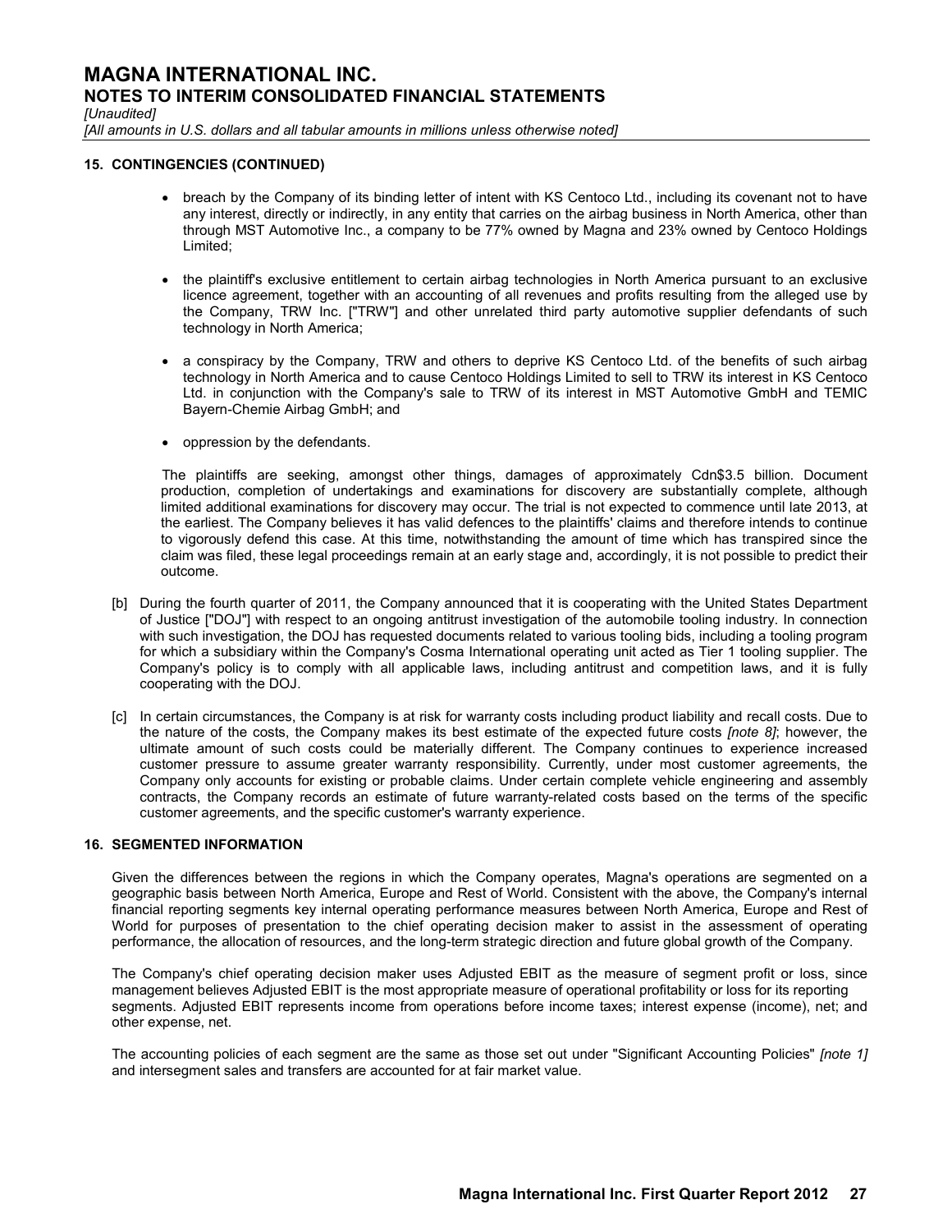## 15. CONTINGENCIES (CONTINUED)

- breach by the Company of its binding letter of intent with KS Centoco Ltd., including its covenant not to have any interest, directly or indirectly, in any entity that carries on the airbag business in North America, other than through MST Automotive Inc., a company to be 77% owned by Magna and 23% owned by Centoco Holdings Limited;
- the plaintiff's exclusive entitlement to certain airbag technologies in North America pursuant to an exclusive licence agreement, together with an accounting of all revenues and profits resulting from the alleged use by the Company, TRW Inc. ["TRW"] and other unrelated third party automotive supplier defendants of such technology in North America;
- a conspiracy by the Company, TRW and others to deprive KS Centoco Ltd. of the benefits of such airbag technology in North America and to cause Centoco Holdings Limited to sell to TRW its interest in KS Centoco Ltd. in conjunction with the Company's sale to TRW of its interest in MST Automotive GmbH and TEMIC Bayern-Chemie Airbag GmbH; and
- oppression by the defendants.

The plaintiffs are seeking, amongst other things, damages of approximately Cdn$3.5 billion. Document production, completion of undertakings and examinations for discovery are substantially complete, although limited additional examinations for discovery may occur. The trial is not expected to commence until late 2013, at the earliest. The Company believes it has valid defences to the plaintiffs' claims and therefore intends to continue to vigorously defend this case. At this time, notwithstanding the amount of time which has transpired since the claim was filed, these legal proceedings remain at an early stage and, accordingly, it is not possible to predict their outcome.

[b] During the fourth quarter of 2011, the Company announced that it is cooperating with the United States Department of Justice ["DOJ"] with respect to an ongoing antitrust investigation of the automobile tooling industry. In connection with such investigation, the DOJ has requested documents related to various tooling bids, including a tooling program for which a subsidiary within the Company's Cosma International operating unit acted as Tier 1 tooling supplier. The Company's policy is to comply with all applicable laws, including antitrust and competition laws, and it is fully cooperating with the DOJ.

[c] In certain circumstances, the Company is at risk for warranty costs including product liability and recall costs. Due to the nature of the costs, the Company makes its best estimate of the expected future costs *[note 8]*; however, the ultimate amount of such costs could be materially different. The Company continues to experience increased customer pressure to assume greater warranty responsibility. Currently, under most customer agreements, the Company only accounts for existing or probable claims. Under certain complete vehicle engineering and assembly contracts, the Company records an estimate of future warranty-related costs based on the terms of the specific customer agreements, and the specific customer's warranty experience.

## 16. SEGMENTED INFORMATION

Given the differences between the regions in which the Company operates, Magna's operations are segmented on a geographic basis between North America, Europe and Rest of World. Consistent with the above, the Company's internal financial reporting segments key internal operating performance measures between North America, Europe and Rest of World for purposes of presentation to the chief operating decision maker to assist in the assessment of operating performance, the allocation of resources, and the long-term strategic direction and future global growth of the Company.

The Company's chief operating decision maker uses Adjusted EBIT as the measure of segment profit or loss, since management believes Adjusted EBIT is the most appropriate measure of operational profitability or loss for its reporting segments. Adjusted EBIT represents income from operations before income taxes; interest expense (income), net; and other expense, net.

The accounting policies of each segment are the same as those set out under "Significant Accounting Policies" *[note 1]* and intersegment sales and transfers are accounted for at fair market value.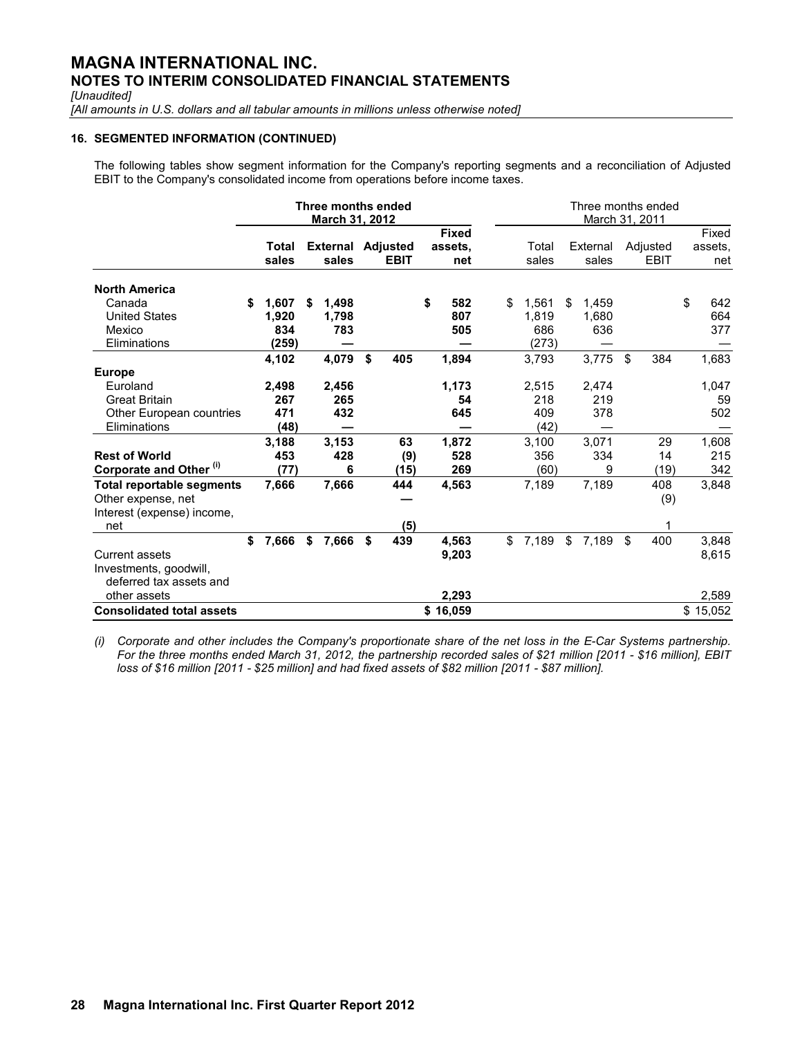## MAGNA INTERNATIONAL INC.
## NOTES TO INTERIM CONSOLIDATED FINANCIAL STATEMENTS

*[Unaudited]*

*[All amounts in U.S. dollars and all tabular amounts in millions unless otherwise noted]*

### 16. SEGMENTED INFORMATION (CONTINUED)

The following tables show segment information for the Company's reporting segments and a reconciliation of Adjusted EBIT to the Company's consolidated income from operations before income taxes.

| | **Three months ended March 31, 2012** | | | | Three months ended March 31, 2011 | | | |
|---|---|---|---|---|---|---|---|---|
| | **Total sales** | **External sales** | **Adjusted EBIT** | **Fixed assets, net** | Total sales | External sales | Adjusted EBIT | Fixed assets, net |
| **North America** | | | | | | | | |
| Canada | **$ 1,607** | **$ 1,498** | | **$ 582** | $ 1,561 | $ 1,459 | | $ 642 |
| United States | **1,920** | **1,798** | | **807** | 1,819 | 1,680 | | 664 |
| Mexico | **834** | **783** | | **505** | 686 | 636 | | 377 |
| Eliminations | **(259)** | **—** | | **—** | (273) | — | | — |
| | **4,102** | **4,079** | **$ 405** | **1,894** | 3,793 | 3,775 | $ 384 | 1,683 |
| **Europe** | | | | | | | | |
| Euroland | **2,498** | **2,456** | | **1,173** | 2,515 | 2,474 | | 1,047 |
| Great Britain | **267** | **265** | | **54** | 218 | 219 | | 59 |
| Other European countries | **471** | **432** | | **645** | 409 | 378 | | 502 |
| Eliminations | **(48)** | **—** | | **—** | (42) | — | | — |
| | **3,188** | **3,153** | **63** | **1,872** | 3,100 | 3,071 | 29 | 1,608 |
| **Rest of World** | **453** | **428** | **(9)** | **528** | 356 | 334 | 14 | 215 |
| **Corporate and Other (i)** | **(77)** | **6** | **(15)** | **269** | (60) | 9 | (19) | 342 |
| **Total reportable segments** | **7,666** | **7,666** | **444** | **4,563** | 7,189 | 7,189 | 408 | 3,848 |
| Other expense, net | | | **—** | | | | (9) | |
| Interest (expense) income, net | | | **(5)** | | | | 1 | |
| | **$ 7,666** | **$ 7,666** | **$ 439** | **4,563** | $ 7,189 | $ 7,189 | $ 400 | 3,848 |
| Current assets | | | | **9,203** | | | | 8,615 |
| Investments, goodwill, deferred tax assets and other assets | | | | **2,293** | | | | 2,589 |
| **Consolidated total assets** | | | | **$ 16,059** | | | | $ 15,052 |

*(i) Corporate and other includes the Company's proportionate share of the net loss in the E-Car Systems partnership. For the three months ended March 31, 2012, the partnership recorded sales of $21 million [2011 - $16 million], EBIT loss of $16 million [2011 - $25 million] and had fixed assets of $82 million [2011 - $87 million].*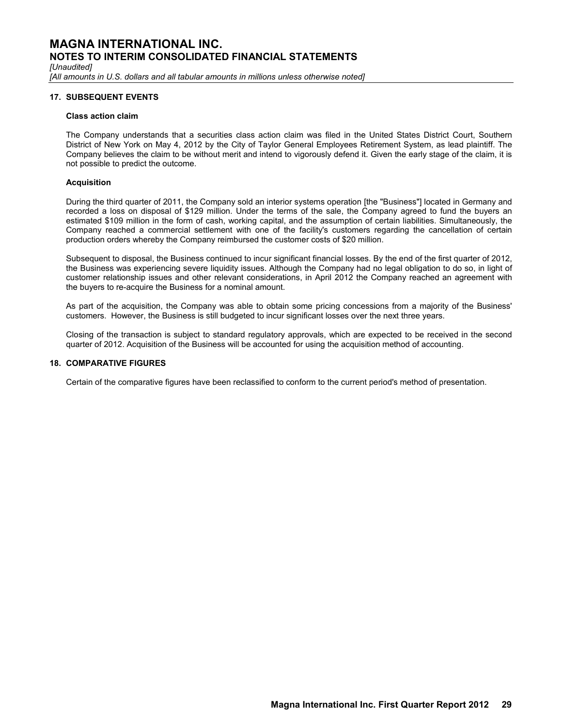# MAGNA INTERNATIONAL INC.
## NOTES TO INTERIM CONSOLIDATED FINANCIAL STATEMENTS

*[Unaudited]*

*[All amounts in U.S. dollars and all tabular amounts in millions unless otherwise noted]*

### 17. SUBSEQUENT EVENTS

**Class action claim**

The Company understands that a securities class action claim was filed in the United States District Court, Southern District of New York on May 4, 2012 by the City of Taylor General Employees Retirement System, as lead plaintiff. The Company believes the claim to be without merit and intend to vigorously defend it. Given the early stage of the claim, it is not possible to predict the outcome.

**Acquisition**

During the third quarter of 2011, the Company sold an interior systems operation [the "Business"] located in Germany and recorded a loss on disposal of $129 million. Under the terms of the sale, the Company agreed to fund the buyers an estimated $109 million in the form of cash, working capital, and the assumption of certain liabilities. Simultaneously, the Company reached a commercial settlement with one of the facility's customers regarding the cancellation of certain production orders whereby the Company reimbursed the customer costs of $20 million.

Subsequent to disposal, the Business continued to incur significant financial losses. By the end of the first quarter of 2012, the Business was experiencing severe liquidity issues. Although the Company had no legal obligation to do so, in light of customer relationship issues and other relevant considerations, in April 2012 the Company reached an agreement with the buyers to re-acquire the Business for a nominal amount.

As part of the acquisition, the Company was able to obtain some pricing concessions from a majority of the Business' customers. However, the Business is still budgeted to incur significant losses over the next three years.

Closing of the transaction is subject to standard regulatory approvals, which are expected to be received in the second quarter of 2012. Acquisition of the Business will be accounted for using the acquisition method of accounting.

### 18. COMPARATIVE FIGURES

Certain of the comparative figures have been reclassified to conform to the current period's method of presentation.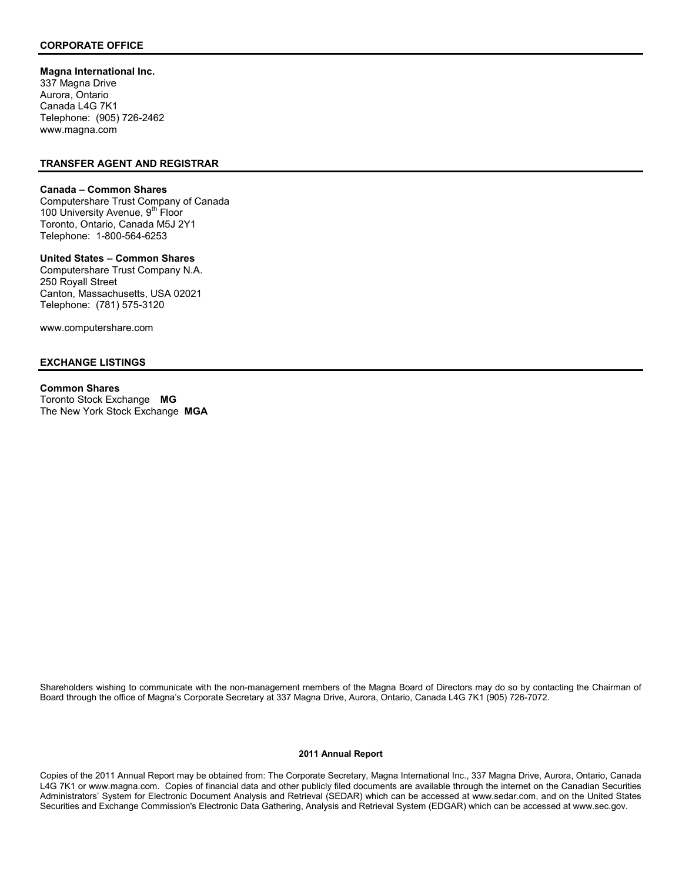## CORPORATE OFFICE

**Magna International Inc.**
337 Magna Drive
Aurora, Ontario
Canada L4G 7K1
Telephone: (905) 726-2462
www.magna.com

## TRANSFER AGENT AND REGISTRAR

**Canada – Common Shares**
Computershare Trust Company of Canada
100 University Avenue, 9th Floor
Toronto, Ontario, Canada M5J 2Y1
Telephone: 1-800-564-6253

**United States – Common Shares**
Computershare Trust Company N.A.
250 Royall Street
Canton, Massachusetts, USA 02021
Telephone: (781) 575-3120

www.computershare.com

## EXCHANGE LISTINGS

**Common Shares**
Toronto Stock Exchange **MG**
The New York Stock Exchange **MGA**

Shareholders wishing to communicate with the non-management members of the Magna Board of Directors may do so by contacting the Chairman of Board through the office of Magna's Corporate Secretary at 337 Magna Drive, Aurora, Ontario, Canada L4G 7K1 (905) 726-7072.

**2011 Annual Report**

Copies of the 2011 Annual Report may be obtained from: The Corporate Secretary, Magna International Inc., 337 Magna Drive, Aurora, Ontario, Canada L4G 7K1 or www.magna.com. Copies of financial data and other publicly filed documents are available through the internet on the Canadian Securities Administrators' System for Electronic Document Analysis and Retrieval (SEDAR) which can be accessed at www.sedar.com, and on the United States Securities and Exchange Commission's Electronic Data Gathering, Analysis and Retrieval System (EDGAR) which can be accessed at www.sec.gov.